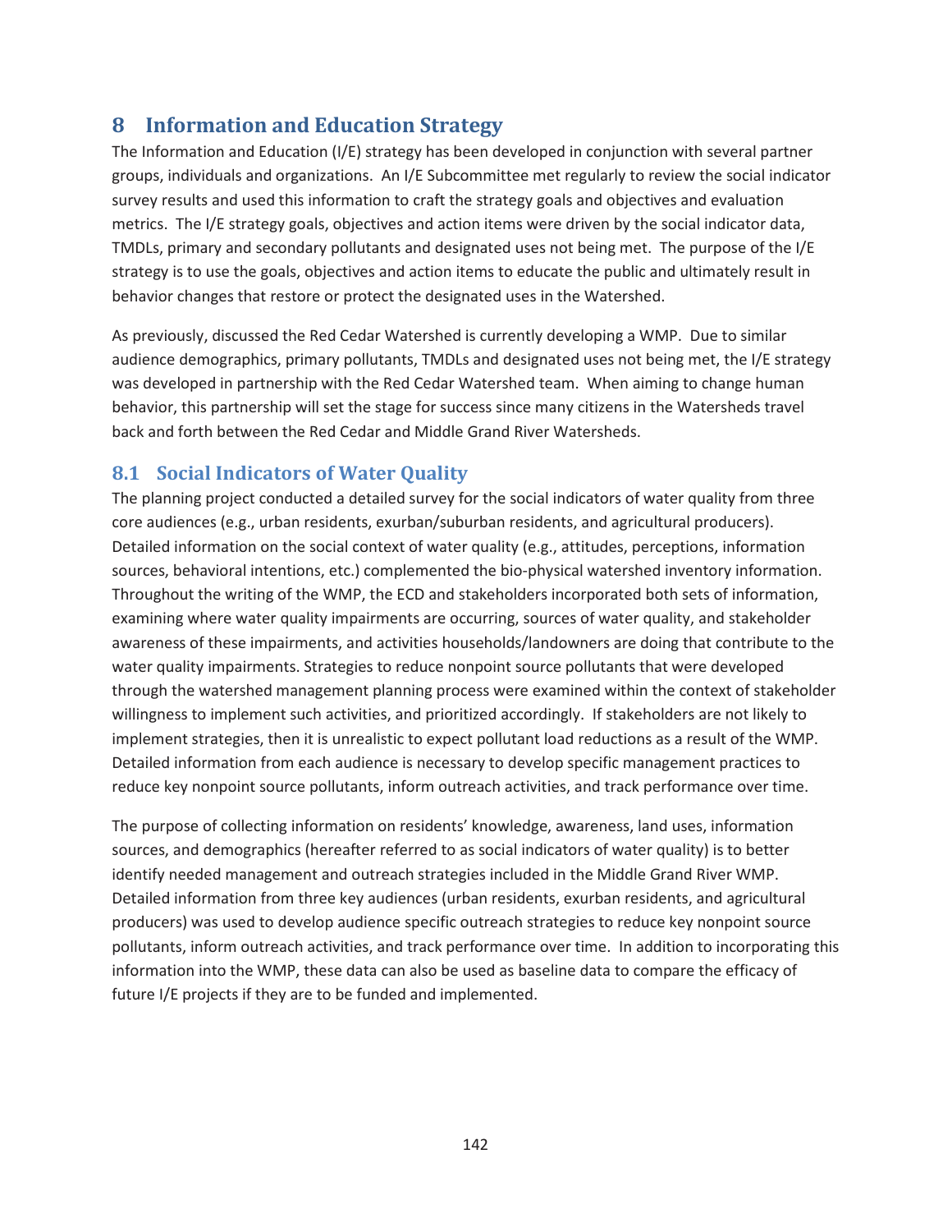# 8 Information and Education Strategy

The Information and Education (I/E) strategy has been developed in conjunction with several partner groups, individuals and organizations. An I/E Subcommittee met regularly to review the social indicator survey results and used this information to craft the strategy goals and objectives and evaluation metrics. The I/E strategy goals, objectives and action items were driven by the social indicator data, TMDLs, primary and secondary pollutants and designated uses not being met. The purpose of the I/E strategy is to use the goals, objectives and action items to educate the public and ultimately result in behavior changes that restore or protect the designated uses in the Watershed.

As previously, discussed the Red Cedar Watershed is currently developing a WMP. Due to similar audience demographics, primary pollutants, TMDLs and designated uses not being met, the I/E strategy was developed in partnership with the Red Cedar Watershed team. When aiming to change human behavior, this partnership will set the stage for success since many citizens in the Watersheds travel back and forth between the Red Cedar and Middle Grand River Watersheds.

## 8.1 Social Indicators of Water Quality

The planning project conducted a detailed survey for the social indicators of water quality from three core audiences (e.g., urban residents, exurban/suburban residents, and agricultural producers). Detailed information on the social context of water quality (e.g., attitudes, perceptions, information sources, behavioral intentions, etc.) complemented the bio-physical watershed inventory information. Throughout the writing of the WMP, the ECD and stakeholders incorporated both sets of information, examining where water quality impairments are occurring, sources of water quality, and stakeholder awareness of these impairments, and activities households/landowners are doing that contribute to the water quality impairments. Strategies to reduce nonpoint source pollutants that were developed through the watershed management planning process were examined within the context of stakeholder willingness to implement such activities, and prioritized accordingly. If stakeholders are not likely to implement strategies, then it is unrealistic to expect pollutant load reductions as a result of the WMP. Detailed information from each audience is necessary to develop specific management practices to reduce key nonpoint source pollutants, inform outreach activities, and track performance over time.

The purpose of collecting information on residents' knowledge, awareness, land uses, information sources, and demographics (hereafter referred to as social indicators of water quality) is to better identify needed management and outreach strategies included in the Middle Grand River WMP. Detailed information from three key audiences (urban residents, exurban residents, and agricultural producers) was used to develop audience specific outreach strategies to reduce key nonpoint source pollutants, inform outreach activities, and track performance over time. In addition to incorporating this information into the WMP, these data can also be used as baseline data to compare the efficacy of future I/E projects if they are to be funded and implemented.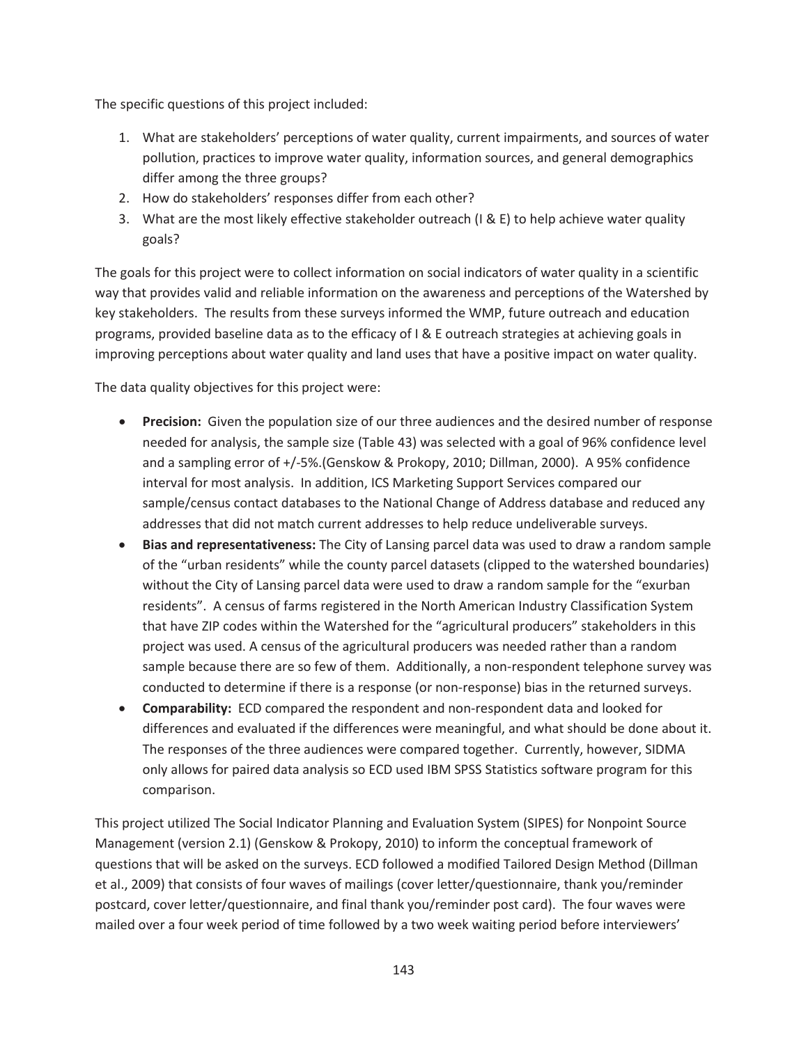The specific questions of this project included:

1. What are stakeholders' perceptions of water quality, current impairments, and sources of water pollution, practices to improve water quality, information sources, and general demographics differ among the three groups?
2. How do stakeholders' responses differ from each other?
3. What are the most likely effective stakeholder outreach (I & E) to help achieve water quality goals?

The goals for this project were to collect information on social indicators of water quality in a scientific way that provides valid and reliable information on the awareness and perceptions of the Watershed by key stakeholders. The results from these surveys informed the WMP, future outreach and education programs, provided baseline data as to the efficacy of I & E outreach strategies at achieving goals in improving perceptions about water quality and land uses that have a positive impact on water quality.

The data quality objectives for this project were:

- **Precision:** Given the population size of our three audiences and the desired number of response needed for analysis, the sample size (Table 43) was selected with a goal of 96% confidence level and a sampling error of +/-5%.(Genskow & Prokopy, 2010; Dillman, 2000). A 95% confidence interval for most analysis. In addition, ICS Marketing Support Services compared our sample/census contact databases to the National Change of Address database and reduced any addresses that did not match current addresses to help reduce undeliverable surveys.
- **Bias and representativeness:** The City of Lansing parcel data was used to draw a random sample of the "urban residents" while the county parcel datasets (clipped to the watershed boundaries) without the City of Lansing parcel data were used to draw a random sample for the "exurban residents". A census of farms registered in the North American Industry Classification System that have ZIP codes within the Watershed for the "agricultural producers" stakeholders in this project was used. A census of the agricultural producers was needed rather than a random sample because there are so few of them. Additionally, a non-respondent telephone survey was conducted to determine if there is a response (or non-response) bias in the returned surveys.
- **Comparability:** ECD compared the respondent and non-respondent data and looked for differences and evaluated if the differences were meaningful, and what should be done about it. The responses of the three audiences were compared together. Currently, however, SIDMA only allows for paired data analysis so ECD used IBM SPSS Statistics software program for this comparison.

This project utilized The Social Indicator Planning and Evaluation System (SIPES) for Nonpoint Source Management (version 2.1) (Genskow & Prokopy, 2010) to inform the conceptual framework of questions that will be asked on the surveys. ECD followed a modified Tailored Design Method (Dillman et al., 2009) that consists of four waves of mailings (cover letter/questionnaire, thank you/reminder postcard, cover letter/questionnaire, and final thank you/reminder post card). The four waves were mailed over a four week period of time followed by a two week waiting period before interviewers'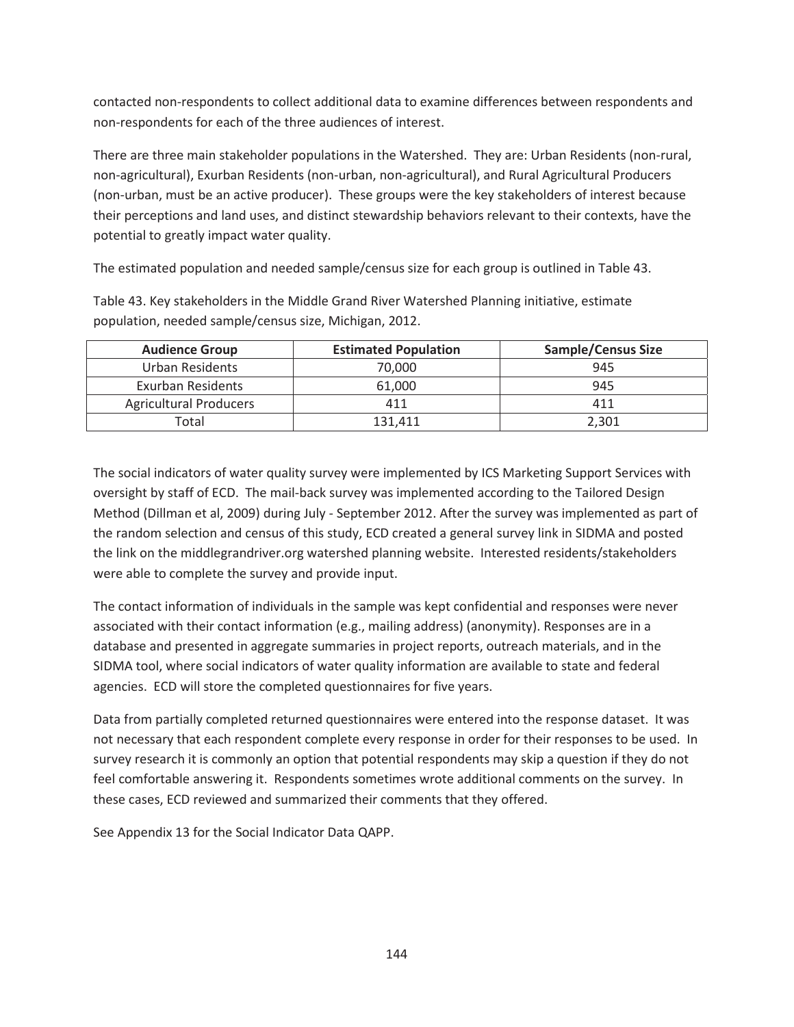contacted non-respondents to collect additional data to examine differences between respondents and non-respondents for each of the three audiences of interest.

There are three main stakeholder populations in the Watershed. They are: Urban Residents (non-rural, non-agricultural), Exurban Residents (non-urban, non-agricultural), and Rural Agricultural Producers (non-urban, must be an active producer). These groups were the key stakeholders of interest because their perceptions and land uses, and distinct stewardship behaviors relevant to their contexts, have the potential to greatly impact water quality.

The estimated population and needed sample/census size for each group is outlined in Table 43.

Table 43. Key stakeholders in the Middle Grand River Watershed Planning initiative, estimate population, needed sample/census size, Michigan, 2012.

| Audience Group | Estimated Population | Sample/Census Size |
|---|---|---|
| Urban Residents | 70,000 | 945 |
| Exurban Residents | 61,000 | 945 |
| Agricultural Producers | 411 | 411 |
| Total | 131,411 | 2,301 |

The social indicators of water quality survey were implemented by ICS Marketing Support Services with oversight by staff of ECD. The mail-back survey was implemented according to the Tailored Design Method (Dillman et al, 2009) during July - September 2012. After the survey was implemented as part of the random selection and census of this study, ECD created a general survey link in SIDMA and posted the link on the middlegrandriver.org watershed planning website. Interested residents/stakeholders were able to complete the survey and provide input.

The contact information of individuals in the sample was kept confidential and responses were never associated with their contact information (e.g., mailing address) (anonymity). Responses are in a database and presented in aggregate summaries in project reports, outreach materials, and in the SIDMA tool, where social indicators of water quality information are available to state and federal agencies. ECD will store the completed questionnaires for five years.

Data from partially completed returned questionnaires were entered into the response dataset. It was not necessary that each respondent complete every response in order for their responses to be used. In survey research it is commonly an option that potential respondents may skip a question if they do not feel comfortable answering it. Respondents sometimes wrote additional comments on the survey. In these cases, ECD reviewed and summarized their comments that they offered.

See Appendix 13 for the Social Indicator Data QAPP.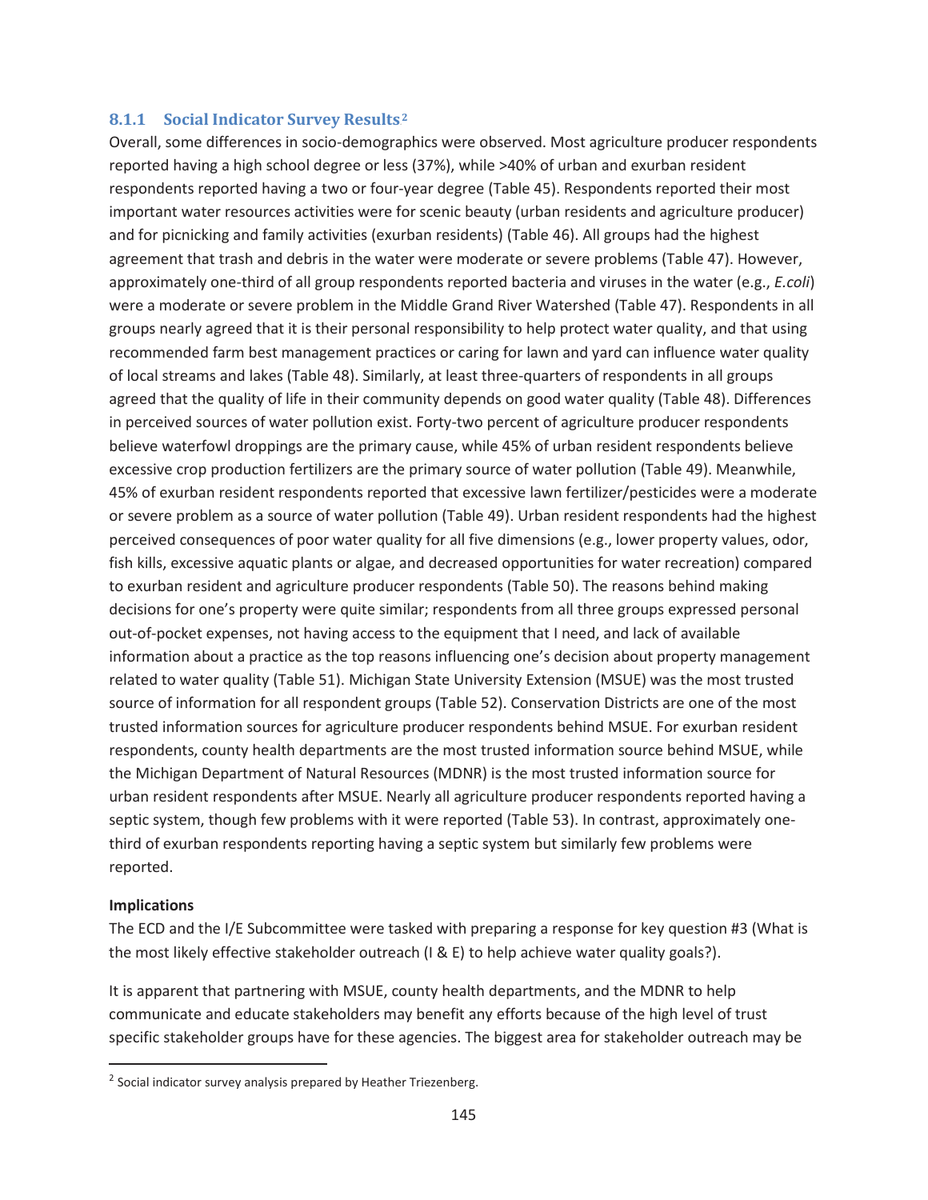### 8.1.1 Social Indicator Survey Results[2]

Overall, some differences in socio-demographics were observed. Most agriculture producer respondents reported having a high school degree or less (37%), while >40% of urban and exurban resident respondents reported having a two or four-year degree (Table 45). Respondents reported their most important water resources activities were for scenic beauty (urban residents and agriculture producer) and for picnicking and family activities (exurban residents) (Table 46). All groups had the highest agreement that trash and debris in the water were moderate or severe problems (Table 47). However, approximately one-third of all group respondents reported bacteria and viruses in the water (e.g., *E.coli*) were a moderate or severe problem in the Middle Grand River Watershed (Table 47). Respondents in all groups nearly agreed that it is their personal responsibility to help protect water quality, and that using recommended farm best management practices or caring for lawn and yard can influence water quality of local streams and lakes (Table 48). Similarly, at least three-quarters of respondents in all groups agreed that the quality of life in their community depends on good water quality (Table 48). Differences in perceived sources of water pollution exist. Forty-two percent of agriculture producer respondents believe waterfowl droppings are the primary cause, while 45% of urban resident respondents believe excessive crop production fertilizers are the primary source of water pollution (Table 49). Meanwhile, 45% of exurban resident respondents reported that excessive lawn fertilizer/pesticides were a moderate or severe problem as a source of water pollution (Table 49). Urban resident respondents had the highest perceived consequences of poor water quality for all five dimensions (e.g., lower property values, odor, fish kills, excessive aquatic plants or algae, and decreased opportunities for water recreation) compared to exurban resident and agriculture producer respondents (Table 50). The reasons behind making decisions for one's property were quite similar; respondents from all three groups expressed personal out-of-pocket expenses, not having access to the equipment that I need, and lack of available information about a practice as the top reasons influencing one's decision about property management related to water quality (Table 51). Michigan State University Extension (MSUE) was the most trusted source of information for all respondent groups (Table 52). Conservation Districts are one of the most trusted information sources for agriculture producer respondents behind MSUE. For exurban resident respondents, county health departments are the most trusted information source behind MSUE, while the Michigan Department of Natural Resources (MDNR) is the most trusted information source for urban resident respondents after MSUE. Nearly all agriculture producer respondents reported having a septic system, though few problems with it were reported (Table 53). In contrast, approximately one-third of exurban respondents reporting having a septic system but similarly few problems were reported.

**Implications**

The ECD and the I/E Subcommittee were tasked with preparing a response for key question #3 (What is the most likely effective stakeholder outreach (I & E) to help achieve water quality goals?).

It is apparent that partnering with MSUE, county health departments, and the MDNR to help communicate and educate stakeholders may benefit any efforts because of the high level of trust specific stakeholder groups have for these agencies. The biggest area for stakeholder outreach may be

[2] Social indicator survey analysis prepared by Heather Triezenberg.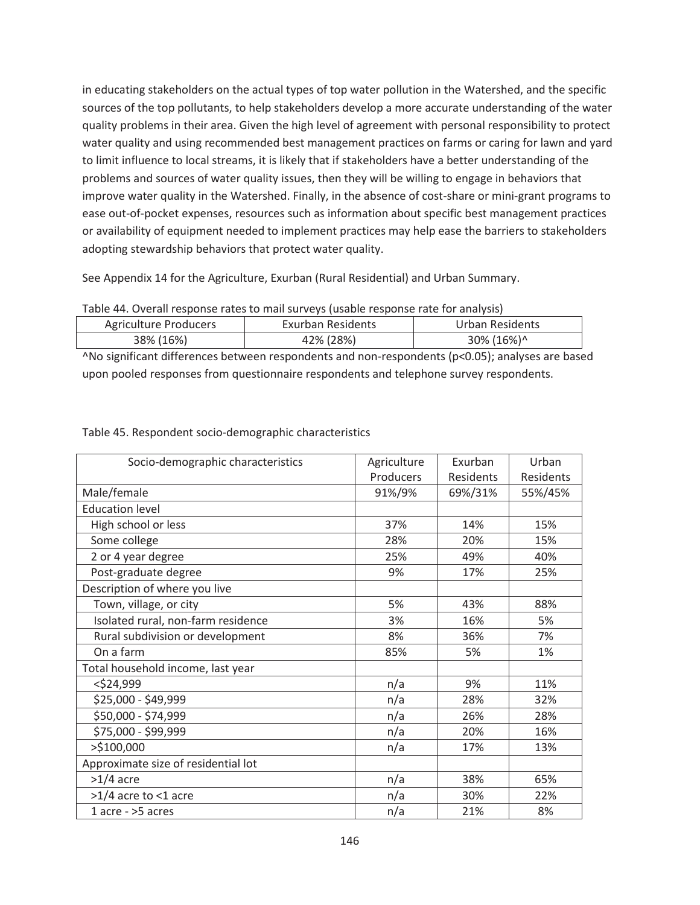in educating stakeholders on the actual types of top water pollution in the Watershed, and the specific sources of the top pollutants, to help stakeholders develop a more accurate understanding of the water quality problems in their area. Given the high level of agreement with personal responsibility to protect water quality and using recommended best management practices on farms or caring for lawn and yard to limit influence to local streams, it is likely that if stakeholders have a better understanding of the problems and sources of water quality issues, then they will be willing to engage in behaviors that improve water quality in the Watershed. Finally, in the absence of cost-share or mini-grant programs to ease out-of-pocket expenses, resources such as information about specific best management practices or availability of equipment needed to implement practices may help ease the barriers to stakeholders adopting stewardship behaviors that protect water quality.

See Appendix 14 for the Agriculture, Exurban (Rural Residential) and Urban Summary.

Table 44. Overall response rates to mail surveys (usable response rate for analysis)

| Agriculture Producers | Exurban Residents | Urban Residents |
| --- | --- | --- |
| 38% (16%) | 42% (28%) | 30% (16%)^ |

^No significant differences between respondents and non-respondents ($p<0.05$); analyses are based upon pooled responses from questionnaire respondents and telephone survey respondents.

Table 45. Respondent socio-demographic characteristics

| Socio-demographic characteristics | Agriculture Producers | Exurban Residents | Urban Residents |
| --- | --- | --- | --- |
| Male/female | 91%/9% | 69%/31% | 55%/45% |
| Education level | | | |
| High school or less | 37% | 14% | 15% |
| Some college | 28% | 20% | 15% |
| 2 or 4 year degree | 25% | 49% | 40% |
| Post-graduate degree | 9% | 17% | 25% |
| Description of where you live | | | |
| Town, village, or city | 5% | 43% | 88% |
| Isolated rural, non-farm residence | 3% | 16% | 5% |
| Rural subdivision or development | 8% | 36% | 7% |
| On a farm | 85% | 5% | 1% |
| Total household income, last year | | | |
| <$24,999 | n/a | 9% | 11% |
| $25,000 - $49,999 | n/a | 28% | 32% |
| $50,000 - $74,999 | n/a | 26% | 28% |
| $75,000 - $99,999 | n/a | 20% | 16% |
| >$100,000 | n/a | 17% | 13% |
| Approximate size of residential lot | | | |
| >1/4 acre | n/a | 38% | 65% |
| >1/4 acre to <1 acre | n/a | 30% | 22% |
| 1 acre - >5 acres | n/a | 21% | 8% |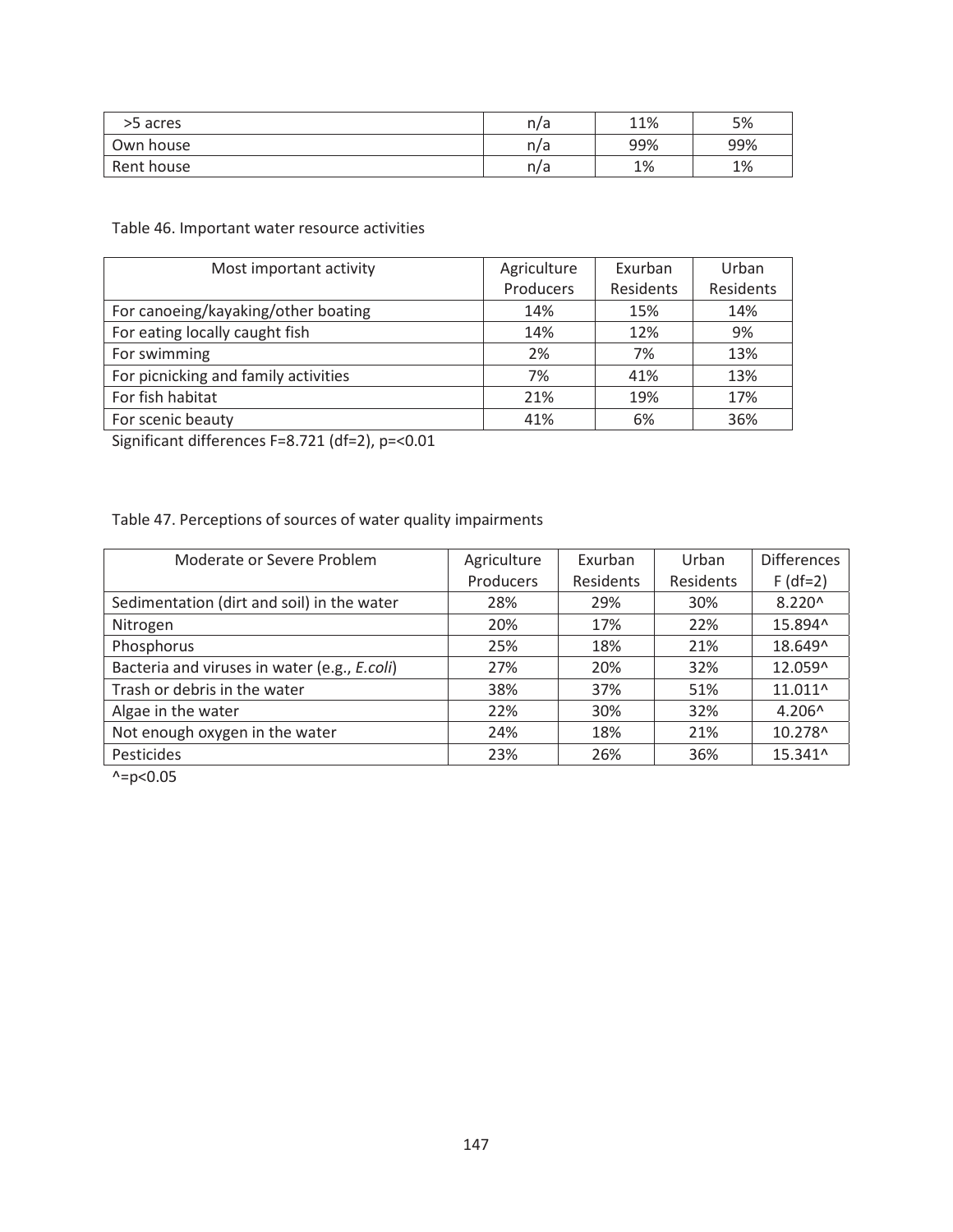| >5 acres | n/a | 11% | 5% |
|---|---|---|---|
| Own house | n/a | 99% | 99% |
| Rent house | n/a | 1% | 1% |

Table 46. Important water resource activities

| Most important activity | Agriculture Producers | Exurban Residents | Urban Residents |
|---|---|---|---|
| For canoeing/kayaking/other boating | 14% | 15% | 14% |
| For eating locally caught fish | 14% | 12% | 9% |
| For swimming | 2% | 7% | 13% |
| For picnicking and family activities | 7% | 41% | 13% |
| For fish habitat | 21% | 19% | 17% |
| For scenic beauty | 41% | 6% | 36% |

Significant differences $F=8.721$ ($df=2$), $p=<0.01$

Table 47. Perceptions of sources of water quality impairments

| Moderate or Severe Problem | Agriculture Producers | Exurban Residents | Urban Residents | Differences $F$ ($df=2$) |
|---|---|---|---|---|
| Sedimentation (dirt and soil) in the water | 28% | 29% | 30% | 8.220^ |
| Nitrogen | 20% | 17% | 22% | 15.894^ |
| Phosphorus | 25% | 18% | 21% | 18.649^ |
| Bacteria and viruses in water (e.g., *E.coli*) | 27% | 20% | 32% | 12.059^ |
| Trash or debris in the water | 38% | 37% | 51% | 11.011^ |
| Algae in the water | 22% | 30% | 32% | 4.206^ |
| Not enough oxygen in the water | 24% | 18% | 21% | 10.278^ |
| Pesticides | 23% | 26% | 36% | 15.341^ |

^=$p<0.05$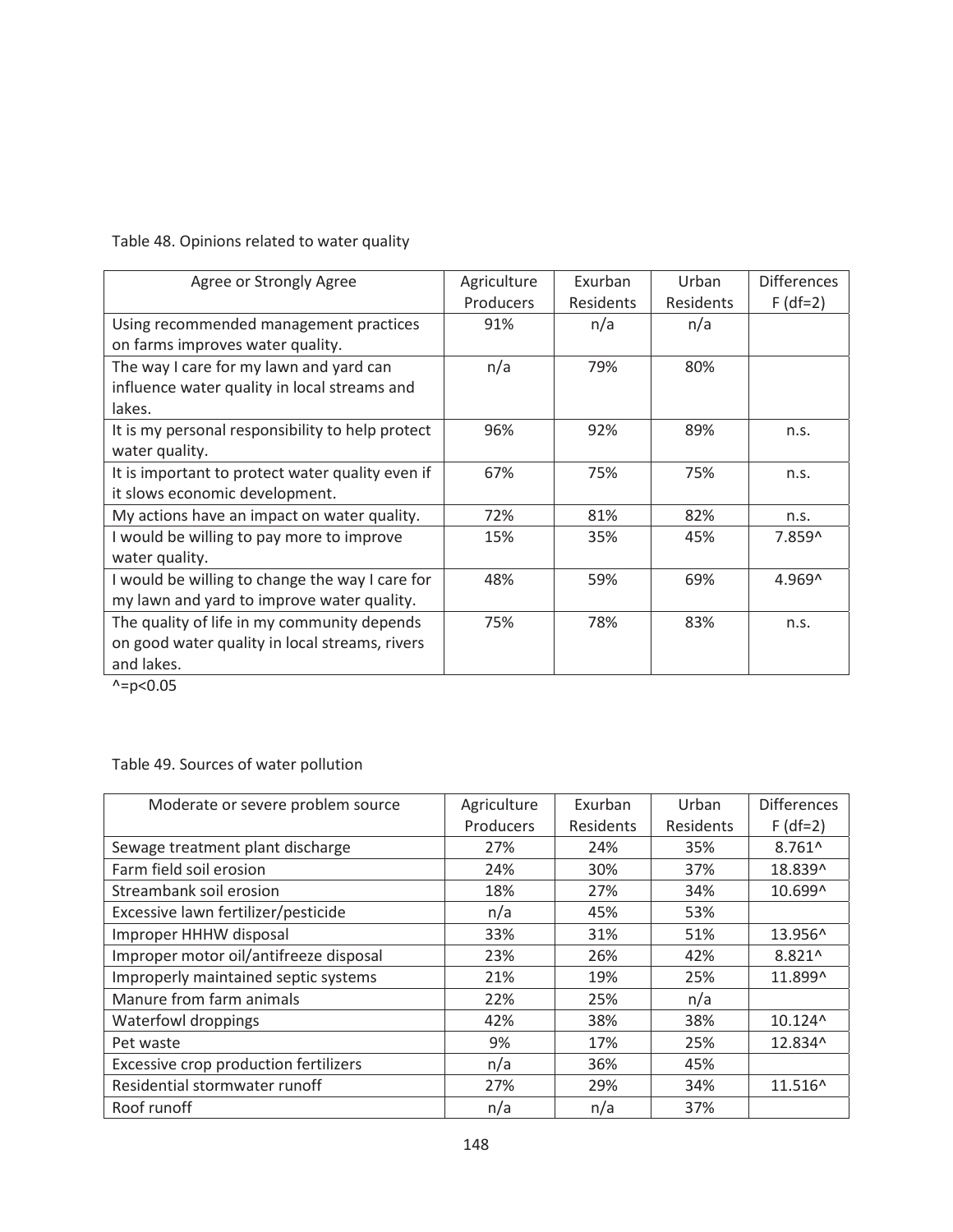Table 48. Opinions related to water quality

| Agree or Strongly Agree | Agriculture Producers | Exurban Residents | Urban Residents | Differences F (df=2) |
|---|---|---|---|---|
| Using recommended management practices on farms improves water quality. | 91% | n/a | n/a | |
| The way I care for my lawn and yard can influence water quality in local streams and lakes. | n/a | 79% | 80% | |
| It is my personal responsibility to help protect water quality. | 96% | 92% | 89% | n.s. |
| It is important to protect water quality even if it slows economic development. | 67% | 75% | 75% | n.s. |
| My actions have an impact on water quality. | 72% | 81% | 82% | n.s. |
| I would be willing to pay more to improve water quality. | 15% | 35% | 45% | 7.859^ |
| I would be willing to change the way I care for my lawn and yard to improve water quality. | 48% | 59% | 69% | 4.969^ |
| The quality of life in my community depends on good water quality in local streams, rivers and lakes. | 75% | 78% | 83% | n.s. |

^=p<0.05

Table 49. Sources of water pollution

| Moderate or severe problem source | Agriculture Producers | Exurban Residents | Urban Residents | Differences F (df=2) |
|---|---|---|---|---|
| Sewage treatment plant discharge | 27% | 24% | 35% | 8.761^ |
| Farm field soil erosion | 24% | 30% | 37% | 18.839^ |
| Streambank soil erosion | 18% | 27% | 34% | 10.699^ |
| Excessive lawn fertilizer/pesticide | n/a | 45% | 53% | |
| Improper HHHW disposal | 33% | 31% | 51% | 13.956^ |
| Improper motor oil/antifreeze disposal | 23% | 26% | 42% | 8.821^ |
| Improperly maintained septic systems | 21% | 19% | 25% | 11.899^ |
| Manure from farm animals | 22% | 25% | n/a | |
| Waterfowl droppings | 42% | 38% | 38% | 10.124^ |
| Pet waste | 9% | 17% | 25% | 12.834^ |
| Excessive crop production fertilizers | n/a | 36% | 45% | |
| Residential stormwater runoff | 27% | 29% | 34% | 11.516^ |
| Roof runoff | n/a | n/a | 37% | |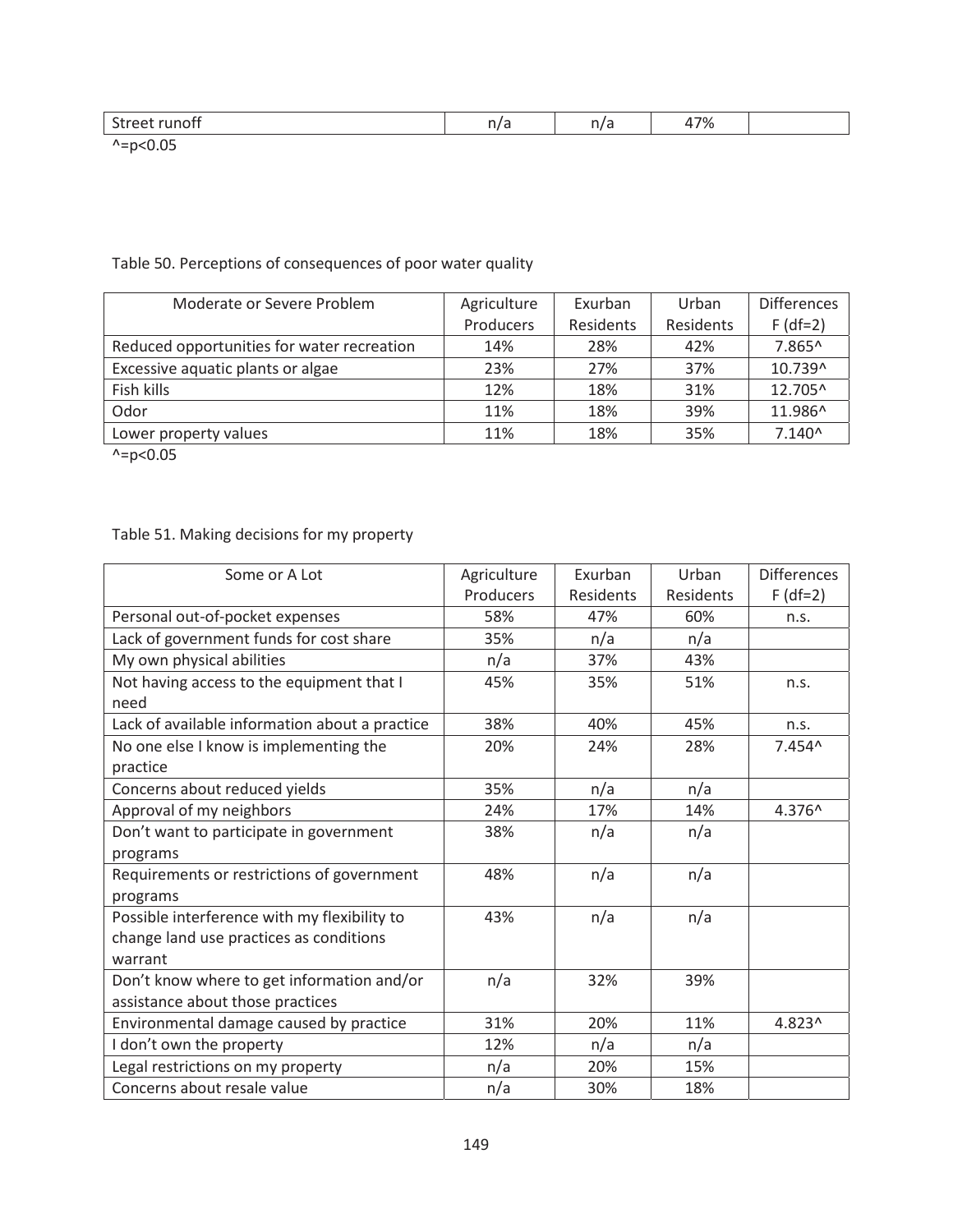| Street runoff | n/a | n/a | 47% | |
|---|---|---|---|---|

^=p<0.05

Table 50. Perceptions of consequences of poor water quality

| Moderate or Severe Problem | Agriculture Producers | Exurban Residents | Urban Residents | Differences F (df=2) |
|---|---|---|---|---|
| Reduced opportunities for water recreation | 14% | 28% | 42% | 7.865^ |
| Excessive aquatic plants or algae | 23% | 27% | 37% | 10.739^ |
| Fish kills | 12% | 18% | 31% | 12.705^ |
| Odor | 11% | 18% | 39% | 11.986^ |
| Lower property values | 11% | 18% | 35% | 7.140^ |

^=p<0.05

Table 51. Making decisions for my property

| Some or A Lot | Agriculture Producers | Exurban Residents | Urban Residents | Differences F (df=2) |
|---|---|---|---|---|
| Personal out-of-pocket expenses | 58% | 47% | 60% | n.s. |
| Lack of government funds for cost share | 35% | n/a | n/a | |
| My own physical abilities | n/a | 37% | 43% | |
| Not having access to the equipment that I need | 45% | 35% | 51% | n.s. |
| Lack of available information about a practice | 38% | 40% | 45% | n.s. |
| No one else I know is implementing the practice | 20% | 24% | 28% | 7.454^ |
| Concerns about reduced yields | 35% | n/a | n/a | |
| Approval of my neighbors | 24% | 17% | 14% | 4.376^ |
| Don't want to participate in government programs | 38% | n/a | n/a | |
| Requirements or restrictions of government programs | 48% | n/a | n/a | |
| Possible interference with my flexibility to change land use practices as conditions warrant | 43% | n/a | n/a | |
| Don't know where to get information and/or assistance about those practices | n/a | 32% | 39% | |
| Environmental damage caused by practice | 31% | 20% | 11% | 4.823^ |
| I don't own the property | 12% | n/a | n/a | |
| Legal restrictions on my property | n/a | 20% | 15% | |
| Concerns about resale value | n/a | 30% | 18% | |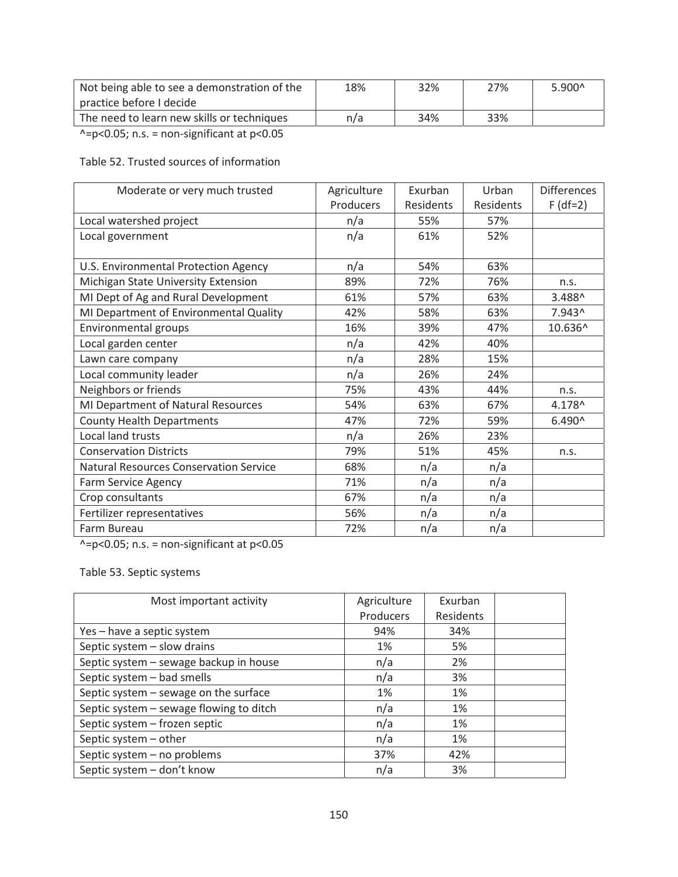| Not being able to see a demonstration of the practice before I decide | 18% | 32% | 27% | 5.900^ |
|---|---|---|---|---|
| The need to learn new skills or techniques | n/a | 34% | 33% | |

^=p<0.05; n.s. = non-significant at p<0.05

Table 52. Trusted sources of information

| Moderate or very much trusted | Agriculture Producers | Exurban Residents | Urban Residents | Differences F (df=2) |
|---|---|---|---|---|
| Local watershed project | n/a | 55% | 57% | |
| Local government | n/a | 61% | 52% | |
| U.S. Environmental Protection Agency | n/a | 54% | 63% | |
| Michigan State University Extension | 89% | 72% | 76% | n.s. |
| MI Dept of Ag and Rural Development | 61% | 57% | 63% | 3.488^ |
| MI Department of Environmental Quality | 42% | 58% | 63% | 7.943^ |
| Environmental groups | 16% | 39% | 47% | 10.636^ |
| Local garden center | n/a | 42% | 40% | |
| Lawn care company | n/a | 28% | 15% | |
| Local community leader | n/a | 26% | 24% | |
| Neighbors or friends | 75% | 43% | 44% | n.s. |
| MI Department of Natural Resources | 54% | 63% | 67% | 4.178^ |
| County Health Departments | 47% | 72% | 59% | 6.490^ |
| Local land trusts | n/a | 26% | 23% | |
| Conservation Districts | 79% | 51% | 45% | n.s. |
| Natural Resources Conservation Service | 68% | n/a | n/a | |
| Farm Service Agency | 71% | n/a | n/a | |
| Crop consultants | 67% | n/a | n/a | |
| Fertilizer representatives | 56% | n/a | n/a | |
| Farm Bureau | 72% | n/a | n/a | |

^=p<0.05; n.s. = non-significant at p<0.05

Table 53. Septic systems

| Most important activity | Agriculture Producers | Exurban Residents | |
|---|---|---|---|
| Yes – have a septic system | 94% | 34% | |
| Septic system – slow drains | 1% | 5% | |
| Septic system – sewage backup in house | n/a | 2% | |
| Septic system – bad smells | n/a | 3% | |
| Septic system – sewage on the surface | 1% | 1% | |
| Septic system – sewage flowing to ditch | n/a | 1% | |
| Septic system – frozen septic | n/a | 1% | |
| Septic system – other | n/a | 1% | |
| Septic system – no problems | 37% | 42% | |
| Septic system – don't know | n/a | 3% | |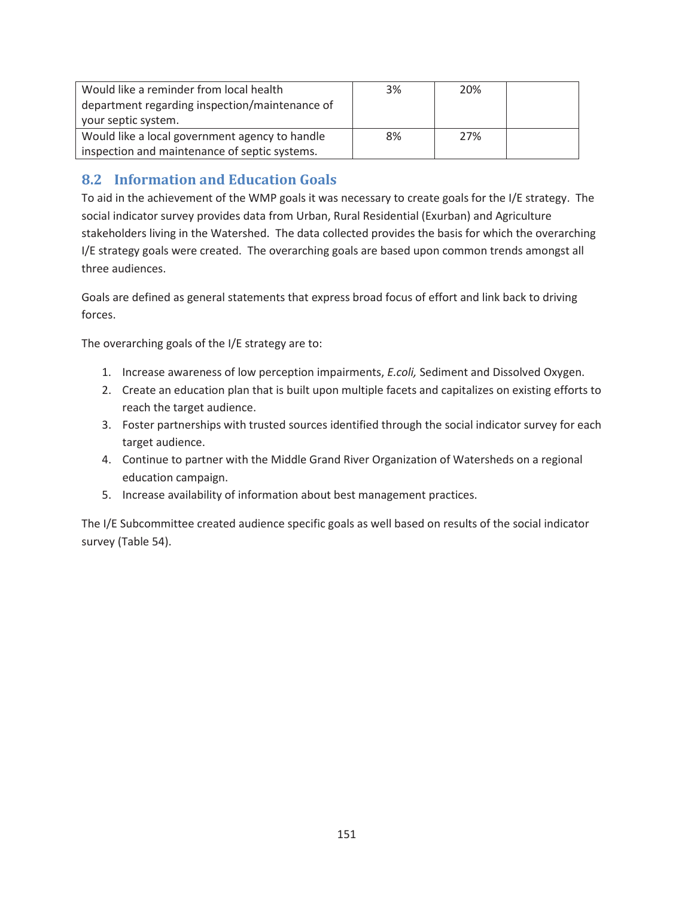| | | | |
|---|---|---|---|
| Would like a reminder from local health department regarding inspection/maintenance of your septic system. | 3% | 20% | |
| Would like a local government agency to handle inspection and maintenance of septic systems. | 8% | 27% | |

## 8.2 Information and Education Goals

To aid in the achievement of the WMP goals it was necessary to create goals for the I/E strategy. The social indicator survey provides data from Urban, Rural Residential (Exurban) and Agriculture stakeholders living in the Watershed. The data collected provides the basis for which the overarching I/E strategy goals were created. The overarching goals are based upon common trends amongst all three audiences.

Goals are defined as general statements that express broad focus of effort and link back to driving forces.

The overarching goals of the I/E strategy are to:

1. Increase awareness of low perception impairments, *E.coli,* Sediment and Dissolved Oxygen.
2. Create an education plan that is built upon multiple facets and capitalizes on existing efforts to reach the target audience.
3. Foster partnerships with trusted sources identified through the social indicator survey for each target audience.
4. Continue to partner with the Middle Grand River Organization of Watersheds on a regional education campaign.
5. Increase availability of information about best management practices.

The I/E Subcommittee created audience specific goals as well based on results of the social indicator survey (Table 54).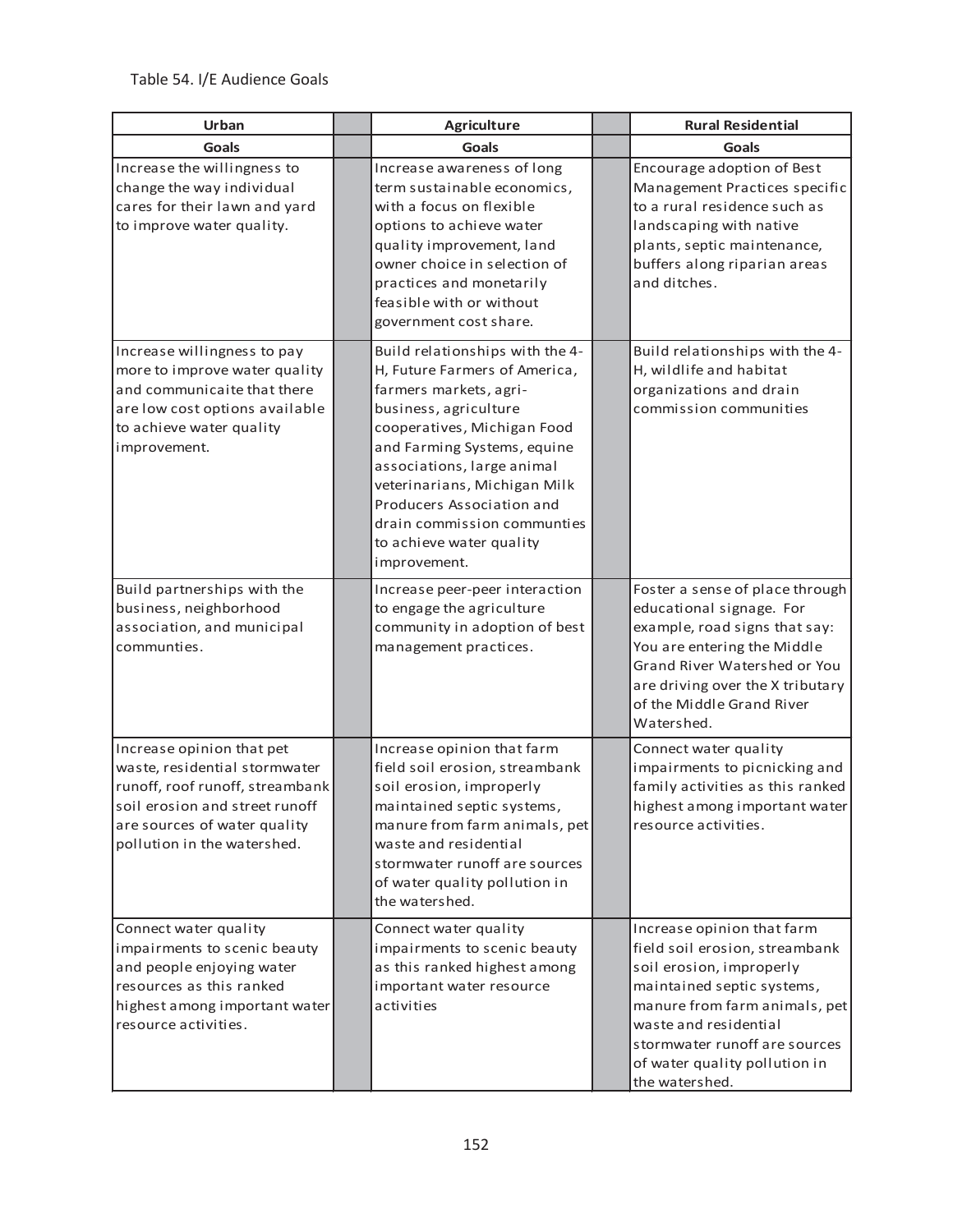Table 54. I/E Audience Goals

| Urban | | Agriculture | | Rural Residential |
|---|---|---|---|---|
| **Goals** | | **Goals** | | **Goals** |
| Increase the willingness to change the way individual cares for their lawn and yard to improve water quality. | | Increase awareness of long term sustainable economics, with a focus on flexible options to achieve water quality improvement, land owner choice in selection of practices and monetarily feasible with or without government cost share. | | Encourage adoption of Best Management Practices specific to a rural residence such as landscaping with native plants, septic maintenance, buffers along riparian areas and ditches. |
| Increase willingness to pay more to improve water quality and communicaite that there are low cost options available to achieve water quality improvement. | | Build relationships with the 4-H, Future Farmers of America, farmers markets, agri-business, agriculture cooperatives, Michigan Food and Farming Systems, equine associations, large animal veterinarians, Michigan Milk Producers Association and drain commission communties to achieve water quality improvement. | | Build relationships with the 4-H, wildlife and habitat organizations and drain commission communities |
| Build partnerships with the business, neighborhood association, and municipal communties. | | Increase peer-peer interaction to engage the agriculture community in adoption of best management practices. | | Foster a sense of place through educational signage. For example, road signs that say: You are entering the Middle Grand River Watershed or You are driving over the X tributary of the Middle Grand River Watershed. |
| Increase opinion that pet waste, residential stormwater runoff, roof runoff, streambank soil erosion and street runoff are sources of water quality pollution in the watershed. | | Increase opinion that farm field soil erosion, streambank soil erosion, improperly maintained septic systems, manure from farm animals, pet waste and residential stormwater runoff are sources of water quality pollution in the watershed. | | Connect water quality impairments to picnicking and family activities as this ranked highest among important water resource activities. |
| Connect water quality impairments to scenic beauty and people enjoying water resources as this ranked highest among important water resource activities. | | Connect water quality impairments to scenic beauty as this ranked highest among important water resource activities | | Increase opinion that farm field soil erosion, streambank soil erosion, improperly maintained septic systems, manure from farm animals, pet waste and residential stormwater runoff are sources of water quality pollution in the watershed. |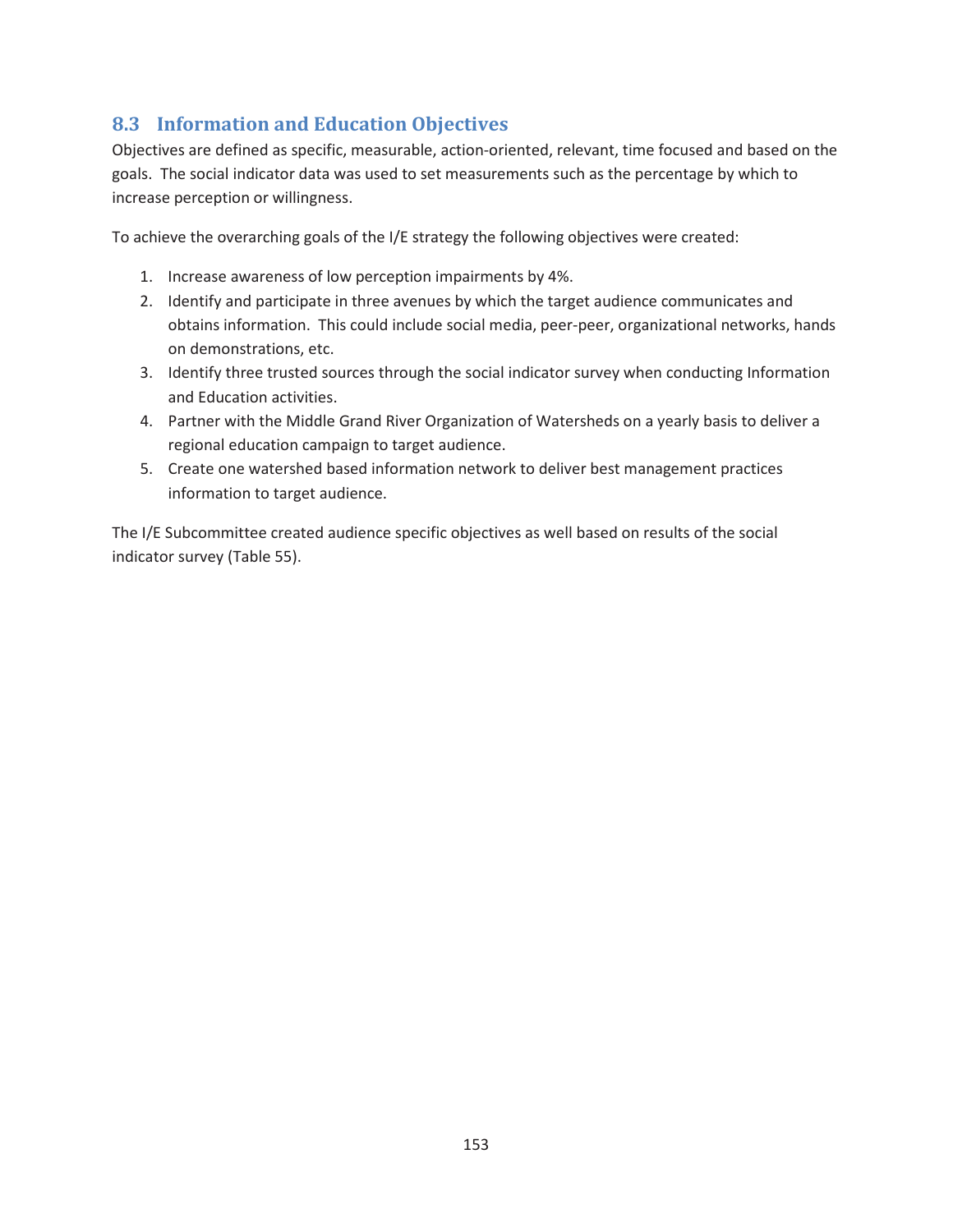## 8.3 Information and Education Objectives

Objectives are defined as specific, measurable, action-oriented, relevant, time focused and based on the goals. The social indicator data was used to set measurements such as the percentage by which to increase perception or willingness.

To achieve the overarching goals of the I/E strategy the following objectives were created:

1. Increase awareness of low perception impairments by 4%.
2. Identify and participate in three avenues by which the target audience communicates and obtains information. This could include social media, peer-peer, organizational networks, hands on demonstrations, etc.
3. Identify three trusted sources through the social indicator survey when conducting Information and Education activities.
4. Partner with the Middle Grand River Organization of Watersheds on a yearly basis to deliver a regional education campaign to target audience.
5. Create one watershed based information network to deliver best management practices information to target audience.

The I/E Subcommittee created audience specific objectives as well based on results of the social indicator survey (Table 55).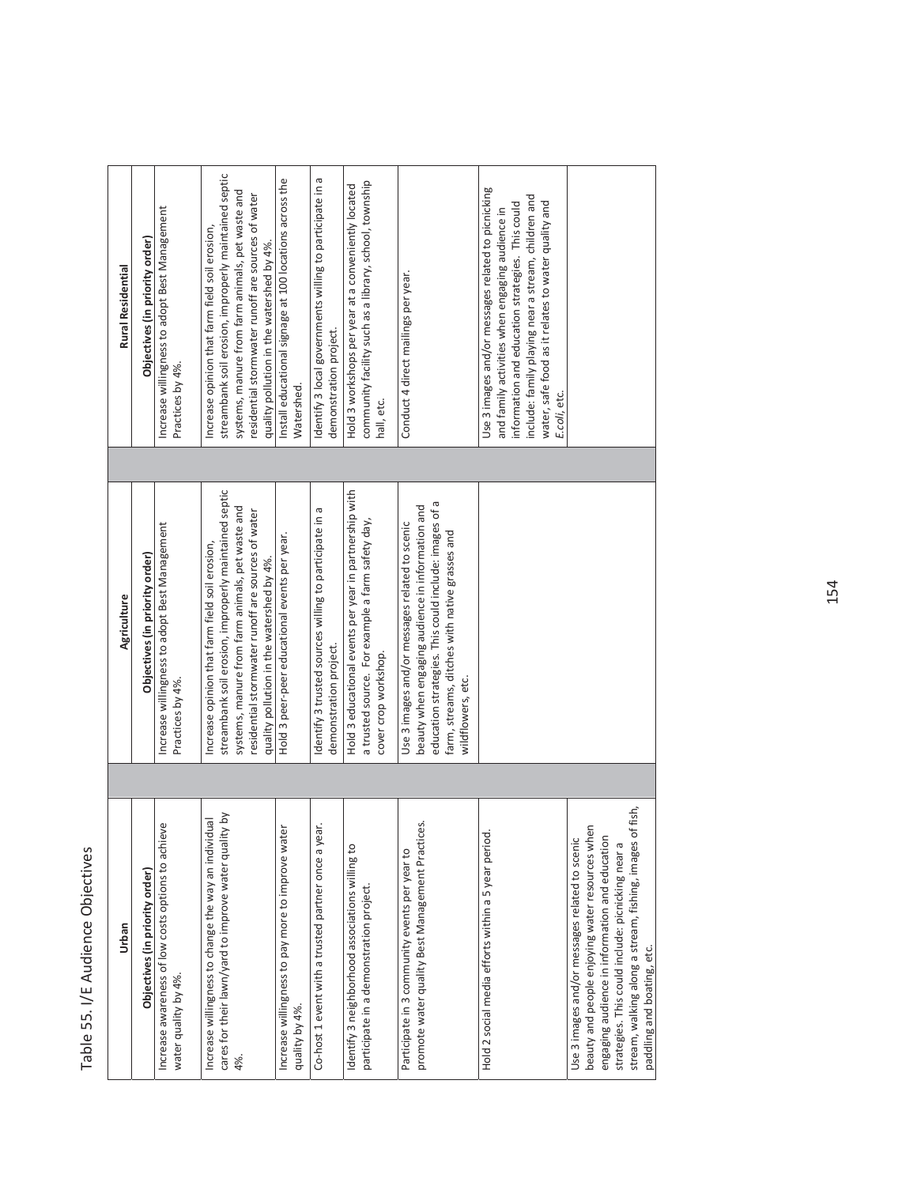Table 55. I/E Audience Objectives

| Urban | Agriculture | Rural Residential |
|---|---|---|
| **Objectives (in priority order)** | **Objectives (in priority order)** | **Objectives (in priority order)** |
| Increase awareness of low costs options to achieve water quality by 4%. | Increase willingness to adopt Best Management Practices by 4%. | Increase willingness to adopt Best Management Practices by 4%. |
| Increase willingness to change the way an individual cares for their lawn/yard to improve water quality by 4%. | Increase opinion that farm field soil erosion, streambank soil erosion, improperly maintained septic systems, manure from farm animals, pet waste and residential stormwater runoff are sources of water quality pollution in the watershed by 4%. | Increase opinion that farm field soil erosion, streambank soil erosion, improperly maintained septic systems, manure from farm animals, pet waste and residential stormwater runoff are sources of water quality pollution in the watershed by 4%. |
| Increase willingness to pay more to improve water quality by 4%. | Hold 3 peer-peer educational events per year. | Install educational signage at 100 locations across the Watershed. |
| Co-host 1 event with a trusted partner once a year. | Identify 3 trusted sources willing to participate in a demonstration project. | Identify 3 local governments willing to participate in a demonstration project. |
| Identify 3 neighborhood associations willing to participate in a demonstration project. | Hold 3 educational events per year in partnership with a trusted source. For example a farm safety day, cover crop workshop. | Hold 3 workshops per year at a conveniently located community facility such as a library, school, township hall, etc. |
| Participate in 3 community events per year to promote water quality Best Management Practices. | Use 3 images and/or messages related to scenic beauty when engaging audience in information and education strategies. This could include: images of a farm, streams, ditches with native grasses and wildflowers, etc. | Conduct 4 direct mailings per year. |
| Hold 2 social media efforts within a 5 year period. | | Use 3 images and/or messages related to picnicking and family activities when engaging audience in information and education strategies. This could include: family playing near a stream, children and water, safe food as it relates to water quality and *E.coli*, etc. |
| Use 3 images and/or messages related to scenic beauty and people enjoying water resources when engaging audience in information and education strategies. This could include: picnicking near a stream, walking along a stream, fishing, images of fish, paddling and boating, etc. | | |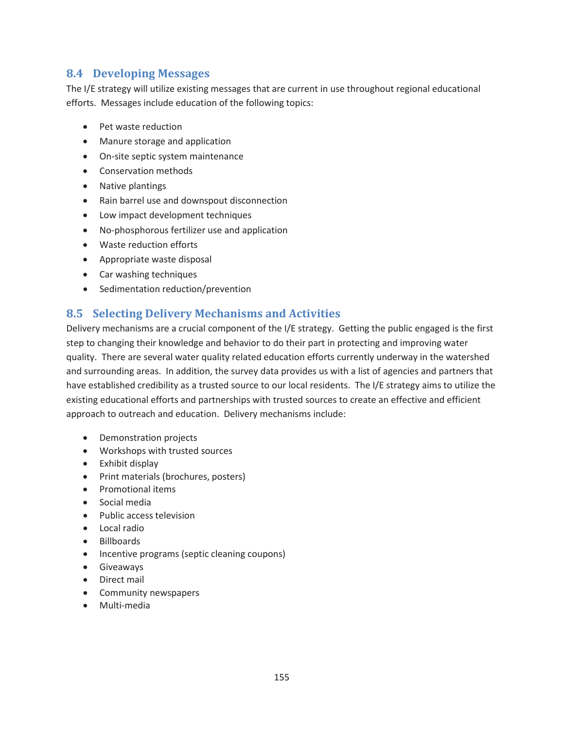## 8.4 Developing Messages

The I/E strategy will utilize existing messages that are current in use throughout regional educational efforts. Messages include education of the following topics:

- Pet waste reduction
- Manure storage and application
- On-site septic system maintenance
- Conservation methods
- Native plantings
- Rain barrel use and downspout disconnection
- Low impact development techniques
- No-phosphorous fertilizer use and application
- Waste reduction efforts
- Appropriate waste disposal
- Car washing techniques
- Sedimentation reduction/prevention

## 8.5 Selecting Delivery Mechanisms and Activities

Delivery mechanisms are a crucial component of the I/E strategy. Getting the public engaged is the first step to changing their knowledge and behavior to do their part in protecting and improving water quality. There are several water quality related education efforts currently underway in the watershed and surrounding areas. In addition, the survey data provides us with a list of agencies and partners that have established credibility as a trusted source to our local residents. The I/E strategy aims to utilize the existing educational efforts and partnerships with trusted sources to create an effective and efficient approach to outreach and education. Delivery mechanisms include:

- Demonstration projects
- Workshops with trusted sources
- Exhibit display
- Print materials (brochures, posters)
- Promotional items
- Social media
- Public access television
- Local radio
- Billboards
- Incentive programs (septic cleaning coupons)
- Giveaways
- Direct mail
- Community newspapers
- Multi-media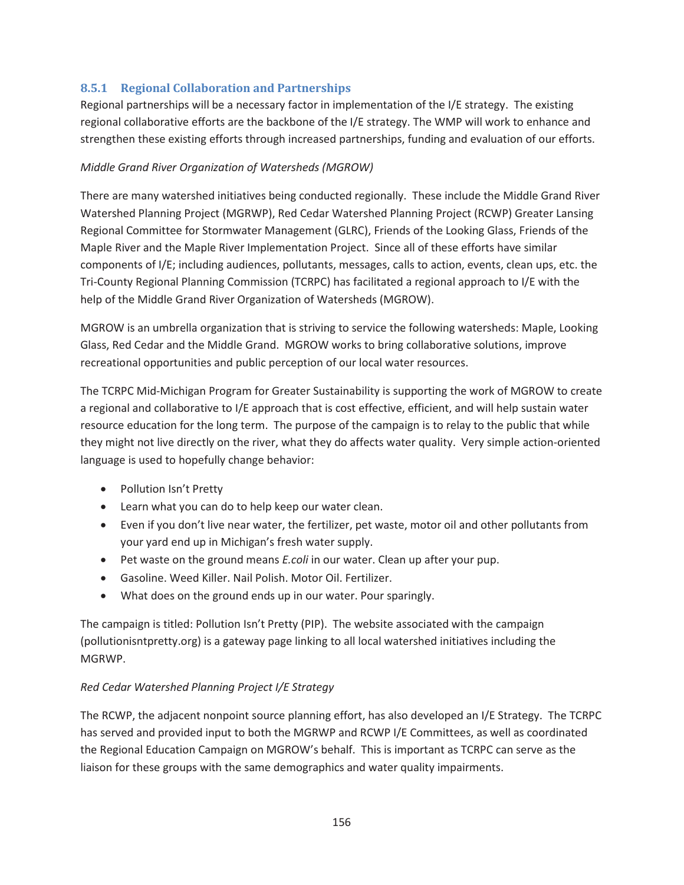### 8.5.1 Regional Collaboration and Partnerships

Regional partnerships will be a necessary factor in implementation of the I/E strategy. The existing regional collaborative efforts are the backbone of the I/E strategy. The WMP will work to enhance and strengthen these existing efforts through increased partnerships, funding and evaluation of our efforts.

*Middle Grand River Organization of Watersheds (MGROW)*

There are many watershed initiatives being conducted regionally. These include the Middle Grand River Watershed Planning Project (MGRWP), Red Cedar Watershed Planning Project (RCWP) Greater Lansing Regional Committee for Stormwater Management (GLRC), Friends of the Looking Glass, Friends of the Maple River and the Maple River Implementation Project. Since all of these efforts have similar components of I/E; including audiences, pollutants, messages, calls to action, events, clean ups, etc. the Tri-County Regional Planning Commission (TCRPC) has facilitated a regional approach to I/E with the help of the Middle Grand River Organization of Watersheds (MGROW).

MGROW is an umbrella organization that is striving to service the following watersheds: Maple, Looking Glass, Red Cedar and the Middle Grand. MGROW works to bring collaborative solutions, improve recreational opportunities and public perception of our local water resources.

The TCRPC Mid-Michigan Program for Greater Sustainability is supporting the work of MGROW to create a regional and collaborative to I/E approach that is cost effective, efficient, and will help sustain water resource education for the long term. The purpose of the campaign is to relay to the public that while they might not live directly on the river, what they do affects water quality. Very simple action-oriented language is used to hopefully change behavior:

- Pollution Isn't Pretty
- Learn what you can do to help keep our water clean.
- Even if you don't live near water, the fertilizer, pet waste, motor oil and other pollutants from your yard end up in Michigan's fresh water supply.
- Pet waste on the ground means *E.coli* in our water. Clean up after your pup.
- Gasoline. Weed Killer. Nail Polish. Motor Oil. Fertilizer.
- What does on the ground ends up in our water. Pour sparingly.

The campaign is titled: Pollution Isn't Pretty (PIP). The website associated with the campaign (pollutionisntpretty.org) is a gateway page linking to all local watershed initiatives including the MGRWP.

*Red Cedar Watershed Planning Project I/E Strategy*

The RCWP, the adjacent nonpoint source planning effort, has also developed an I/E Strategy. The TCRPC has served and provided input to both the MGRWP and RCWP I/E Committees, as well as coordinated the Regional Education Campaign on MGROW's behalf. This is important as TCRPC can serve as the liaison for these groups with the same demographics and water quality impairments.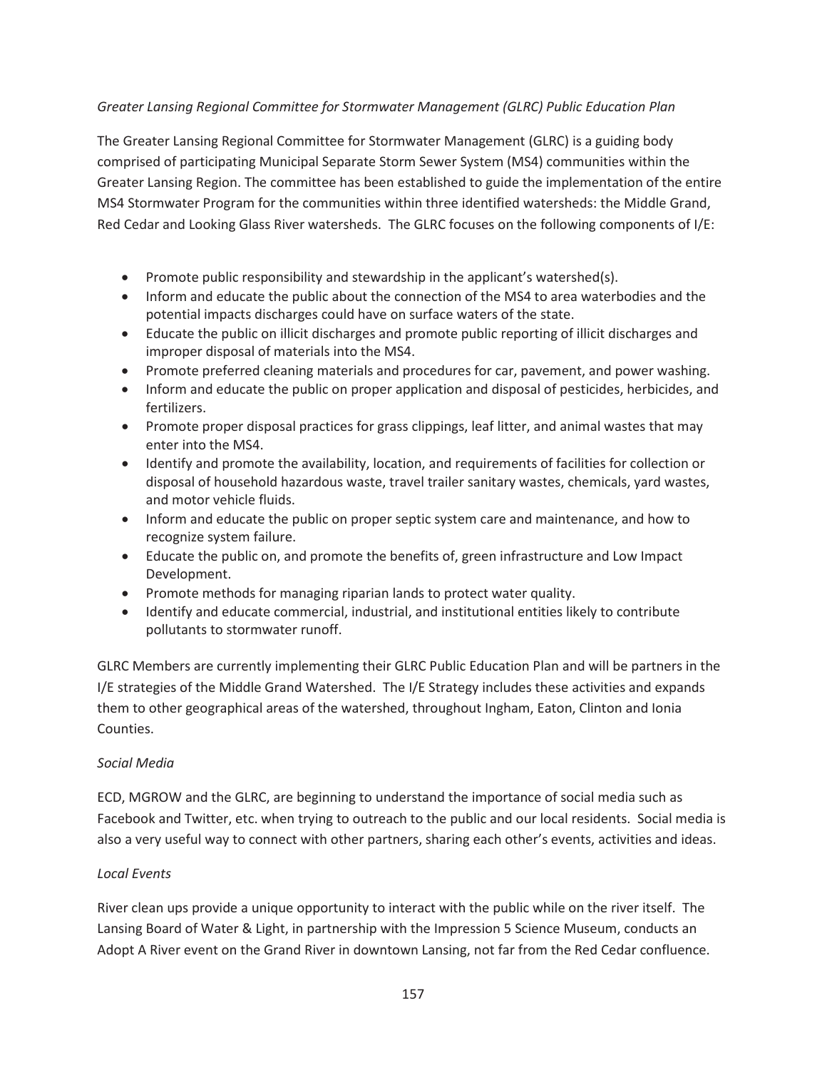*Greater Lansing Regional Committee for Stormwater Management (GLRC) Public Education Plan*

The Greater Lansing Regional Committee for Stormwater Management (GLRC) is a guiding body comprised of participating Municipal Separate Storm Sewer System (MS4) communities within the Greater Lansing Region. The committee has been established to guide the implementation of the entire MS4 Stormwater Program for the communities within three identified watersheds: the Middle Grand, Red Cedar and Looking Glass River watersheds. The GLRC focuses on the following components of I/E:

- Promote public responsibility and stewardship in the applicant's watershed(s).
- Inform and educate the public about the connection of the MS4 to area waterbodies and the potential impacts discharges could have on surface waters of the state.
- Educate the public on illicit discharges and promote public reporting of illicit discharges and improper disposal of materials into the MS4.
- Promote preferred cleaning materials and procedures for car, pavement, and power washing.
- Inform and educate the public on proper application and disposal of pesticides, herbicides, and fertilizers.
- Promote proper disposal practices for grass clippings, leaf litter, and animal wastes that may enter into the MS4.
- Identify and promote the availability, location, and requirements of facilities for collection or disposal of household hazardous waste, travel trailer sanitary wastes, chemicals, yard wastes, and motor vehicle fluids.
- Inform and educate the public on proper septic system care and maintenance, and how to recognize system failure.
- Educate the public on, and promote the benefits of, green infrastructure and Low Impact Development.
- Promote methods for managing riparian lands to protect water quality.
- Identify and educate commercial, industrial, and institutional entities likely to contribute pollutants to stormwater runoff.

GLRC Members are currently implementing their GLRC Public Education Plan and will be partners in the I/E strategies of the Middle Grand Watershed. The I/E Strategy includes these activities and expands them to other geographical areas of the watershed, throughout Ingham, Eaton, Clinton and Ionia Counties.

*Social Media*

ECD, MGROW and the GLRC, are beginning to understand the importance of social media such as Facebook and Twitter, etc. when trying to outreach to the public and our local residents. Social media is also a very useful way to connect with other partners, sharing each other's events, activities and ideas.

*Local Events*

River clean ups provide a unique opportunity to interact with the public while on the river itself. The Lansing Board of Water & Light, in partnership with the Impression 5 Science Museum, conducts an Adopt A River event on the Grand River in downtown Lansing, not far from the Red Cedar confluence.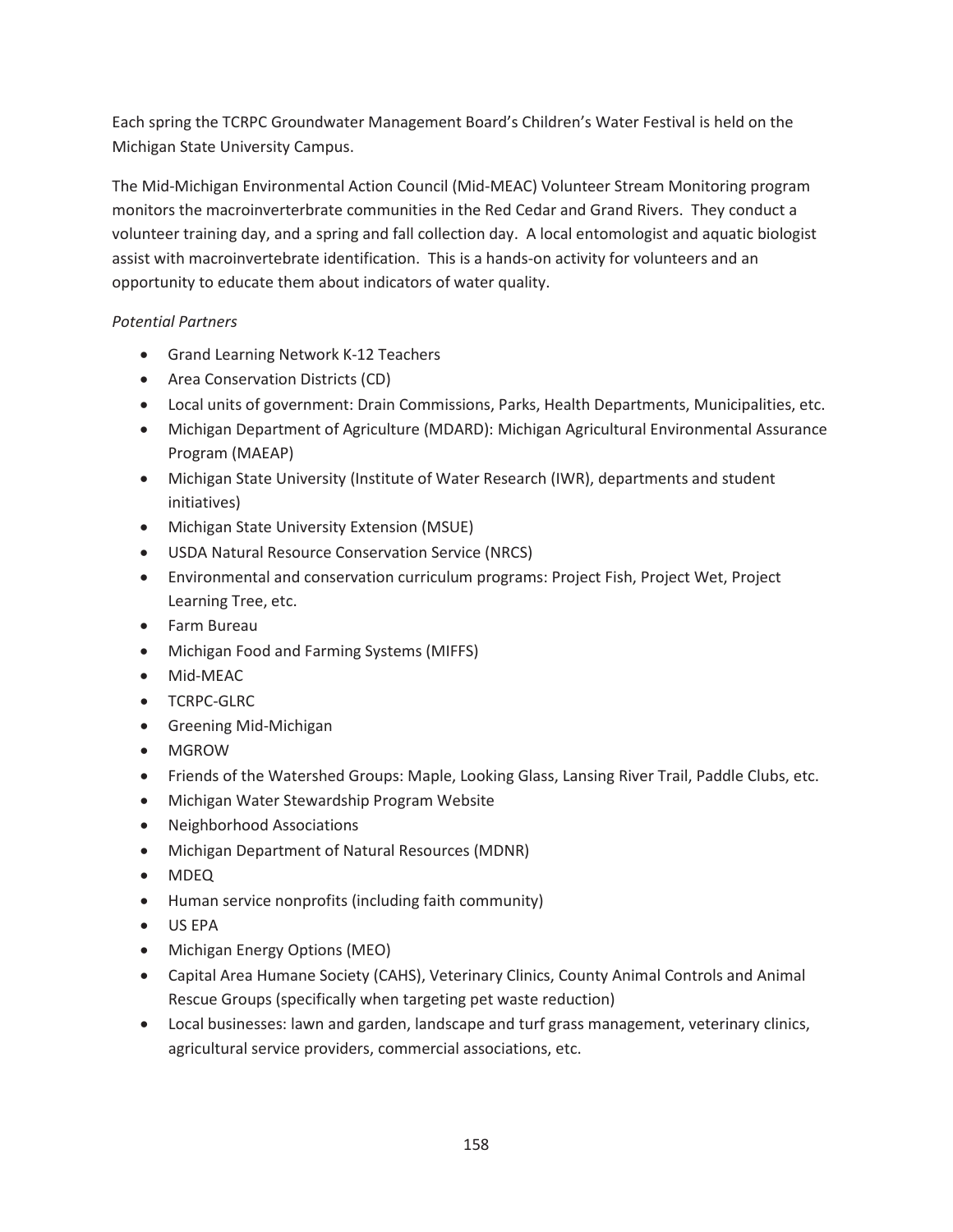Each spring the TCRPC Groundwater Management Board's Children's Water Festival is held on the Michigan State University Campus.

The Mid-Michigan Environmental Action Council (Mid-MEAC) Volunteer Stream Monitoring program monitors the macroinverterbrate communities in the Red Cedar and Grand Rivers. They conduct a volunteer training day, and a spring and fall collection day. A local entomologist and aquatic biologist assist with macroinvertebrate identification. This is a hands-on activity for volunteers and an opportunity to educate them about indicators of water quality.

*Potential Partners*

- Grand Learning Network K-12 Teachers
- Area Conservation Districts (CD)
- Local units of government: Drain Commissions, Parks, Health Departments, Municipalities, etc.
- Michigan Department of Agriculture (MDARD): Michigan Agricultural Environmental Assurance Program (MAEAP)
- Michigan State University (Institute of Water Research (IWR), departments and student initiatives)
- Michigan State University Extension (MSUE)
- USDA Natural Resource Conservation Service (NRCS)
- Environmental and conservation curriculum programs: Project Fish, Project Wet, Project Learning Tree, etc.
- Farm Bureau
- Michigan Food and Farming Systems (MIFFS)
- Mid-MEAC
- TCRPC-GLRC
- Greening Mid-Michigan
- MGROW
- Friends of the Watershed Groups: Maple, Looking Glass, Lansing River Trail, Paddle Clubs, etc.
- Michigan Water Stewardship Program Website
- Neighborhood Associations
- Michigan Department of Natural Resources (MDNR)
- MDEQ
- Human service nonprofits (including faith community)
- US EPA
- Michigan Energy Options (MEO)
- Capital Area Humane Society (CAHS), Veterinary Clinics, County Animal Controls and Animal Rescue Groups (specifically when targeting pet waste reduction)
- Local businesses: lawn and garden, landscape and turf grass management, veterinary clinics, agricultural service providers, commercial associations, etc.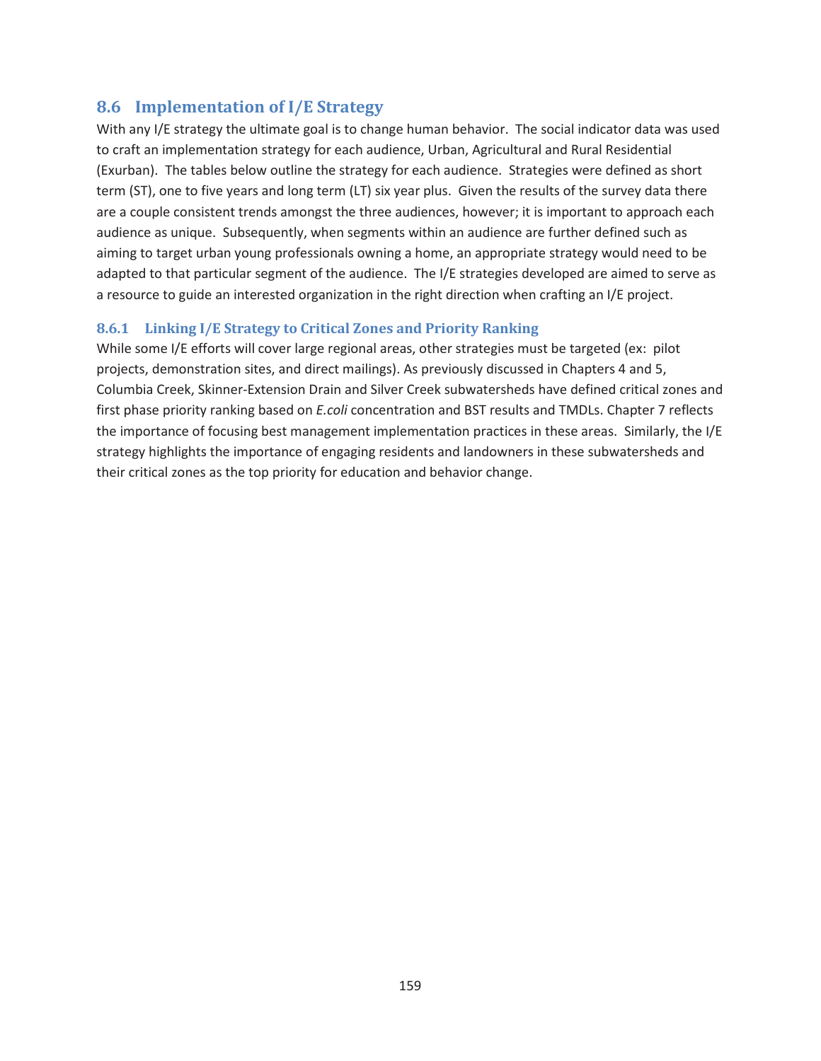## 8.6 Implementation of I/E Strategy

With any I/E strategy the ultimate goal is to change human behavior. The social indicator data was used to craft an implementation strategy for each audience, Urban, Agricultural and Rural Residential (Exurban). The tables below outline the strategy for each audience. Strategies were defined as short term (ST), one to five years and long term (LT) six year plus. Given the results of the survey data there are a couple consistent trends amongst the three audiences, however; it is important to approach each audience as unique. Subsequently, when segments within an audience are further defined such as aiming to target urban young professionals owning a home, an appropriate strategy would need to be adapted to that particular segment of the audience. The I/E strategies developed are aimed to serve as a resource to guide an interested organization in the right direction when crafting an I/E project.

### 8.6.1 Linking I/E Strategy to Critical Zones and Priority Ranking

While some I/E efforts will cover large regional areas, other strategies must be targeted (ex: pilot projects, demonstration sites, and direct mailings). As previously discussed in Chapters 4 and 5, Columbia Creek, Skinner-Extension Drain and Silver Creek subwatersheds have defined critical zones and first phase priority ranking based on *E.coli* concentration and BST results and TMDLs. Chapter 7 reflects the importance of focusing best management implementation practices in these areas. Similarly, the I/E strategy highlights the importance of engaging residents and landowners in these subwatersheds and their critical zones as the top priority for education and behavior change.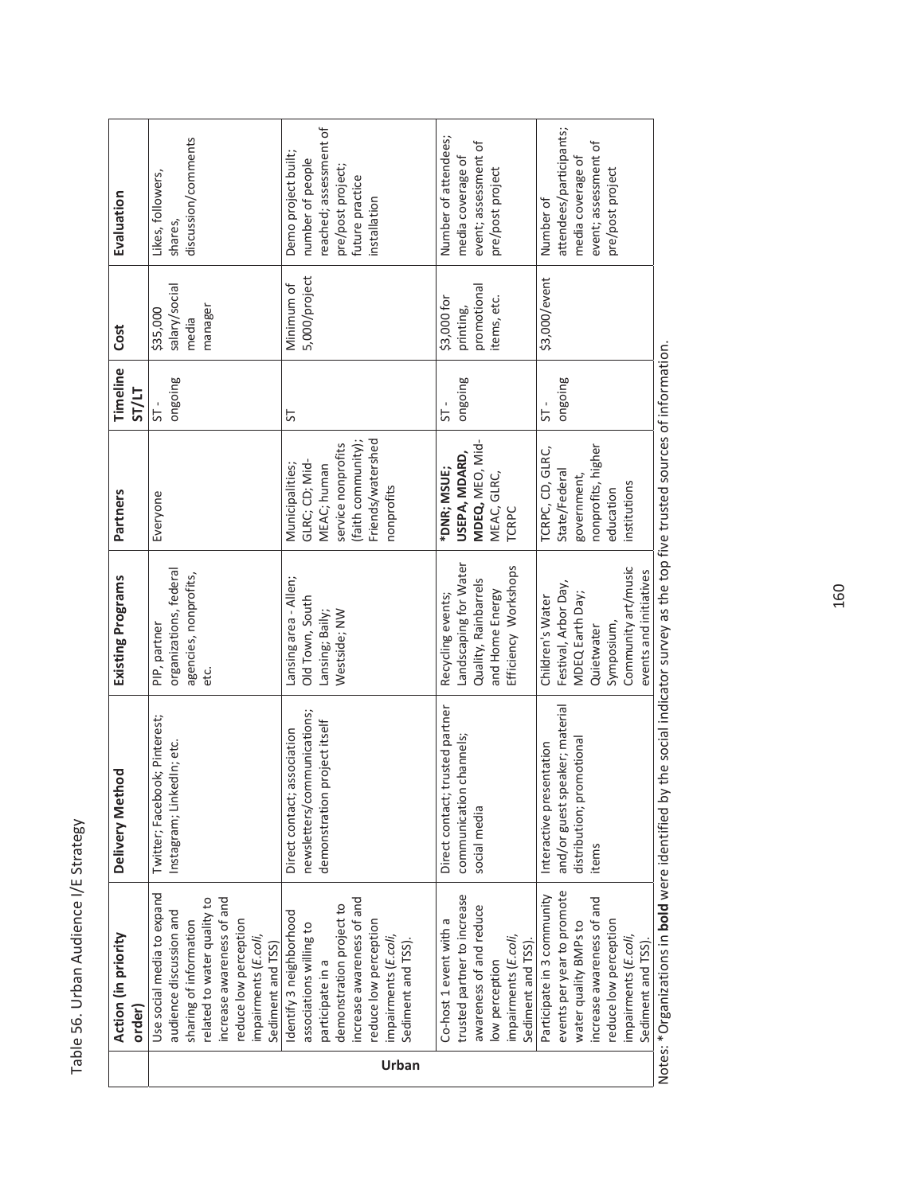Table 56. Urban Audience I/E Strategy

| | Action (in priority order) | Delivery Method | Existing Programs | Partners | Timeline ST/LT | Cost | Evaluation |
|---|---|---|---|---|---|---|---|
| Urban | Use social media to expand audience discussion and sharing of information related to water quality to increase awareness of and reduce low perception impairments (*E.coli*, Sediment and TSS) | Twitter; Facebook; Pinterest; Instagram; LinkedIn; etc. | PIP, partner organizations, federal agencies, nonprofits, etc. | Everyone | ST - ongoing | $35,000 salary/social media manager | Likes, followers, shares, discussion/comments |
| | Identify 3 neighborhood associations willing to participate in a demonstration project to increase awareness of and reduce low perception impairments (*E.coli*, Sediment and TSS). | Direct contact; association newsletters/communications; demonstration project itself | Lansing area - Allen; Old Town, South Lansing; Baily; Westside; NW | Municipalities; GLRC; CD; Mid-MEAC; human service nonprofits (faith community); Friends/watershed nonprofits | ST | Minimum of 5,000/project | Demo project built; number of people reached; assessment of pre/post project; future practice installation |
| | Co-host 1 event with a trusted partner to increase awareness of and reduce low perception impairments (*E.coli*, Sediment and TSS). | Direct contact; trusted partner communication channels; social media | Recycling events; Landscaping for Water Quality, Rainbarrels and Home Energy Efficiency Workshops | **\*DNR; MSUE; USEPA, MDARD, MDEQ**, MEO, Mid-MEAC, GLRC, TCRPC | ST - ongoing | $3,000 for printing, promotional items, etc. | Number of attendees; media coverage of event; assessment of pre/post project |
| | Participate in 3 community events per year to promote water quality BMPs to increase awareness of and reduce low perception impairments (*E.coli*, Sediment and TSS). | Interactive presentation and/or guest speaker; material distribution; promotional items | Children's Water Festival, Arbor Day, MDEQ Earth Day; Quietwater Symposium, Community art/music events and initiatives | TCRPC, CD, GLRC, State/Federal government, nonprofits, higher education institutions | ST - ongoing | $3,000/event | Number of attendees/participants; media coverage of event; assessment of pre/post project |

Notes: \*Organizations in **bold** were identified by the social indicator survey as the top five trusted sources of information.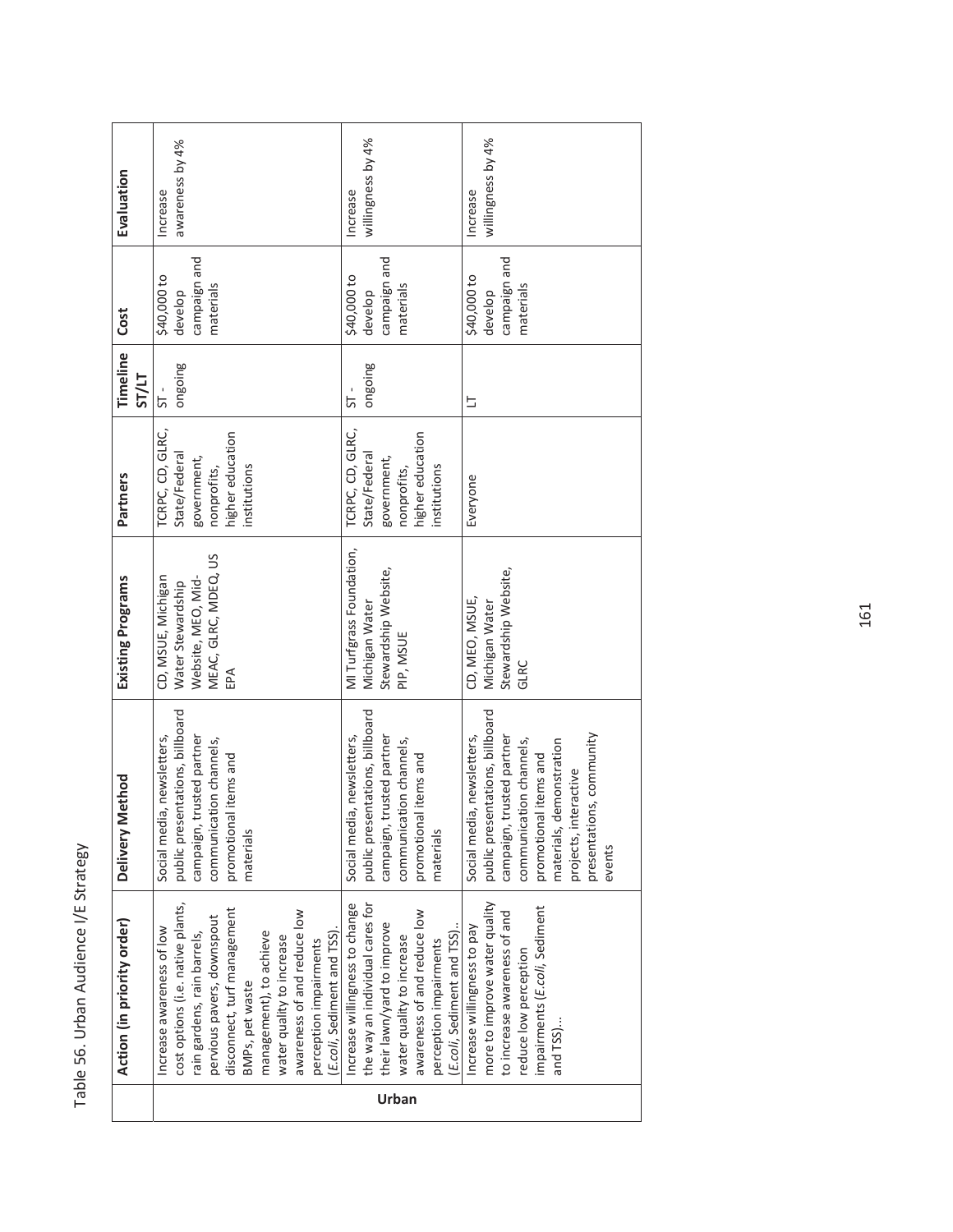Table 56. Urban Audience I/E Strategy

| | Action (in priority order) | Delivery Method | Existing Programs | Partners | Timeline ST/LT | Cost | Evaluation |
|---|---|---|---|---|---|---|---|
| Urban | Increase awareness of low cost options (i.e. native plants, rain gardens, rain barrels, pervious pavers, downspout disconnect, turf management BMPs, pet waste management), to achieve water quality to increase awareness of and reduce low perception impairments (*E.coli*, Sediment and TSS). | Social media, newsletters, public presentations, billboard campaign, trusted partner communication channels, promotional items and materials | CD, MSUE, Michigan Water Stewardship Website, MEO, Mid-MEAC, GLRC, MDEQ, US EPA | TCRPC, CD, GLRC, State/Federal government, nonprofits, higher education institutions | ST - ongoing | \$40,000 to develop campaign and materials | Increase awareness by 4% |
| | Increase willingness to change the way an individual cares for their lawn/yard to improve water quality to increase awareness of and reduce low perception impairments (*E.coli*, Sediment and TSS).. | Social media, newsletters, public presentations, billboard campaign, trusted partner communication channels, promotional items and materials | MI Turfgrass Foundation, Michigan Water Stewardship Website, PIP, MSUE | TCRPC, CD, GLRC, State/Federal government, nonprofits, higher education institutions | ST - ongoing | \$40,000 to develop campaign and materials | Increase willingness by 4% |
| | Increase willingness to pay more to improve water quality to increase awareness of and reduce low perception impairments (*E.coli*, Sediment and TSS)... | Social media, newsletters, public presentations, billboard campaign, trusted partner communication channels, promotional items and materials, demonstration projects, interactive presentations, community events | CD, MEO, MSUE, Michigan Water Stewardship Website, GLRC | Everyone | LT | \$40,000 to develop campaign and materials | Increase willingness by 4% |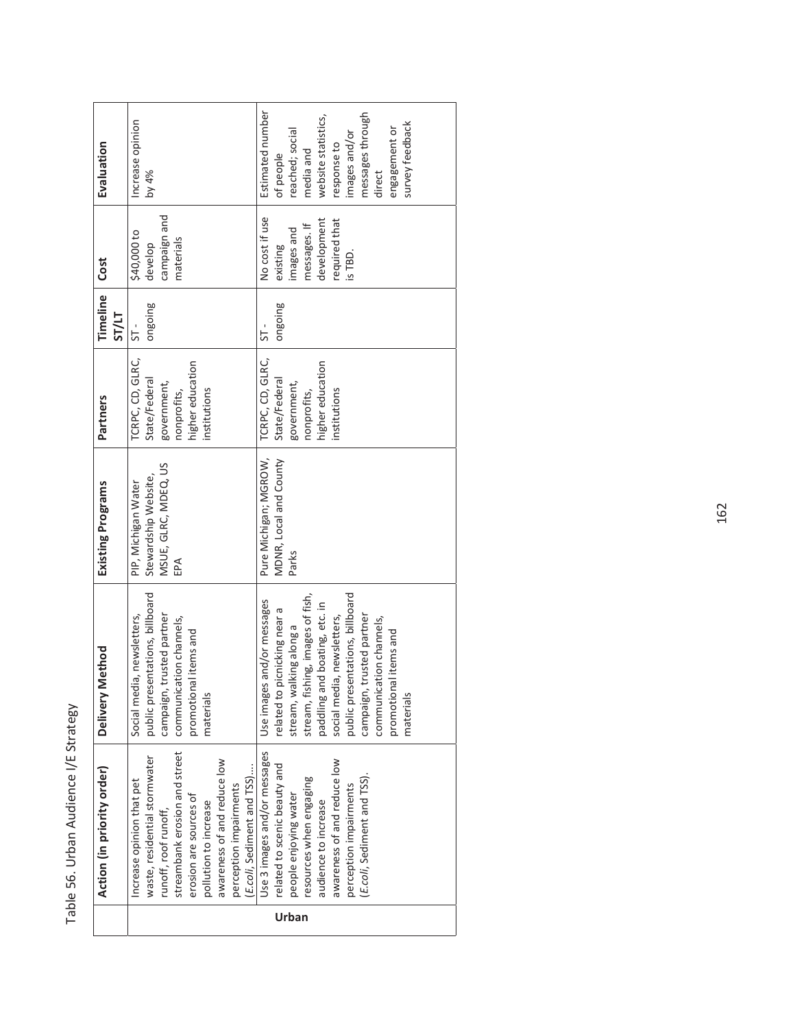Table 56. Urban Audience I/E Strategy

| | Action (in priority order) | Delivery Method | Existing Programs | Partners | Timeline ST/LT | Cost | Evaluation |
|---|---|---|---|---|---|---|---|
| Urban | Increase opinion that pet waste, residential stormwater runoff, roof runoff, streambank erosion and street erosion are sources of pollution to increase awareness of and reduce low perception impairments (*E.coli*, Sediment and TSS).... | Social media, newsletters, public presentations, billboard campaign, trusted partner communication channels, promotional items and materials | PIP, Michigan Water Stewardship Website, MSUE, GLRC, MDEQ, US EPA | TCRPC, CD, GLRC, State/Federal government, nonprofits, higher education institutions | ST - ongoing | $40,000 to develop campaign and materials | Increase opinion by 4% |
| | Use 3 images and/or messages related to scenic beauty and people enjoying water resources when engaging audience to increase awareness of and reduce low perception impairments (*E.coli*, Sediment and TSS). | Use images and/or messages related to picnicking near a stream, walking along a stream, fishing, images of fish, paddling and boating, etc. in social media, newsletters, public presentations, billboard campaign, trusted partner communication channels, promotional items and materials | Pure Michigan; MGROW, MDNR, Local and County Parks | TCRPC, CD, GLRC, State/Federal government, nonprofits, higher education institutions | ST - ongoing | No cost if use existing images and messages. If development required that is TBD. | Estimated number of people reached; social media and website statistics, response to images and/or messages through direct engagement or survey feedback |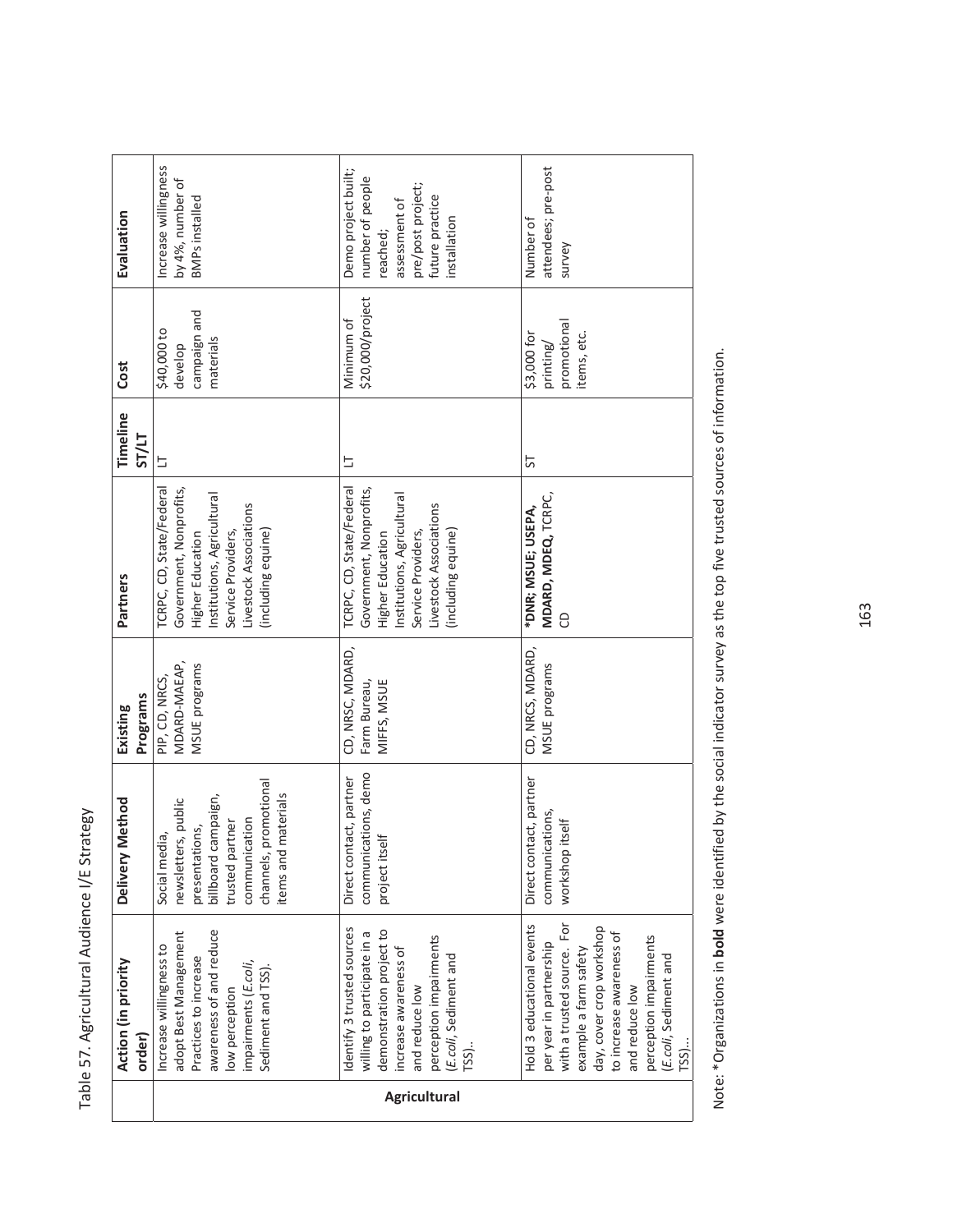Table 57. Agricultural Audience I/E Strategy

| | Action (in priority order) | Delivery Method | Existing Programs | Partners | Timeline ST/LT | Cost | Evaluation |
|---|---|---|---|---|---|---|---|
| Agricultural | Increase willingness to adopt Best Management Practices to increase awareness of and reduce low perception impairments (*E.coli*, Sediment and TSS). | Social media, newsletters, public presentations, billboard campaign, trusted partner communication channels, promotional items and materials | PIP, CD, NRCS, MDARD-MAEAP, MSUE programs | TCRPC, CD, State/Federal Government, Nonprofits, Higher Education Institutions, Agricultural Service Providers, Livestock Associations (including equine) | LT | $40,000 to develop campaign and materials | Increase willingness by 4%, number of BMPs installed |
| | Identify 3 trusted sources willing to participate in a demonstration project to increase awareness of and reduce low perception impairments (*E.coli*, Sediment and TSS).. | Direct contact, partner communications, demo project itself | CD, NRSC, MDARD, Farm Bureau, MIFFS, MSUE | TCRPC, CD, State/Federal Government, Nonprofits, Higher Education Institutions, Agricultural Service Providers, Livestock Associations (including equine) | LT | Minimum of $20,000/project | Demo project built; number of people reached; assessment of pre/post project; future practice installation |
| | Hold 3 educational events per year in partnership with a trusted source. For example a farm safety day, cover crop workshop to increase awareness of and reduce low perception impairments (*E.coli*, Sediment and TSS)... | Direct contact, partner communications, workshop itself | CD, NRCS, MDARD, MSUE programs | **\*DNR; MSUE; USEPA, MDARD, MDEQ,** TCRPC, CD | ST | $3,000 for printing/ promotional items, etc. | Number of attendees; pre-post survey |

Note: *Organizations in **bold** were identified by the social indicator survey as the top five trusted sources of information.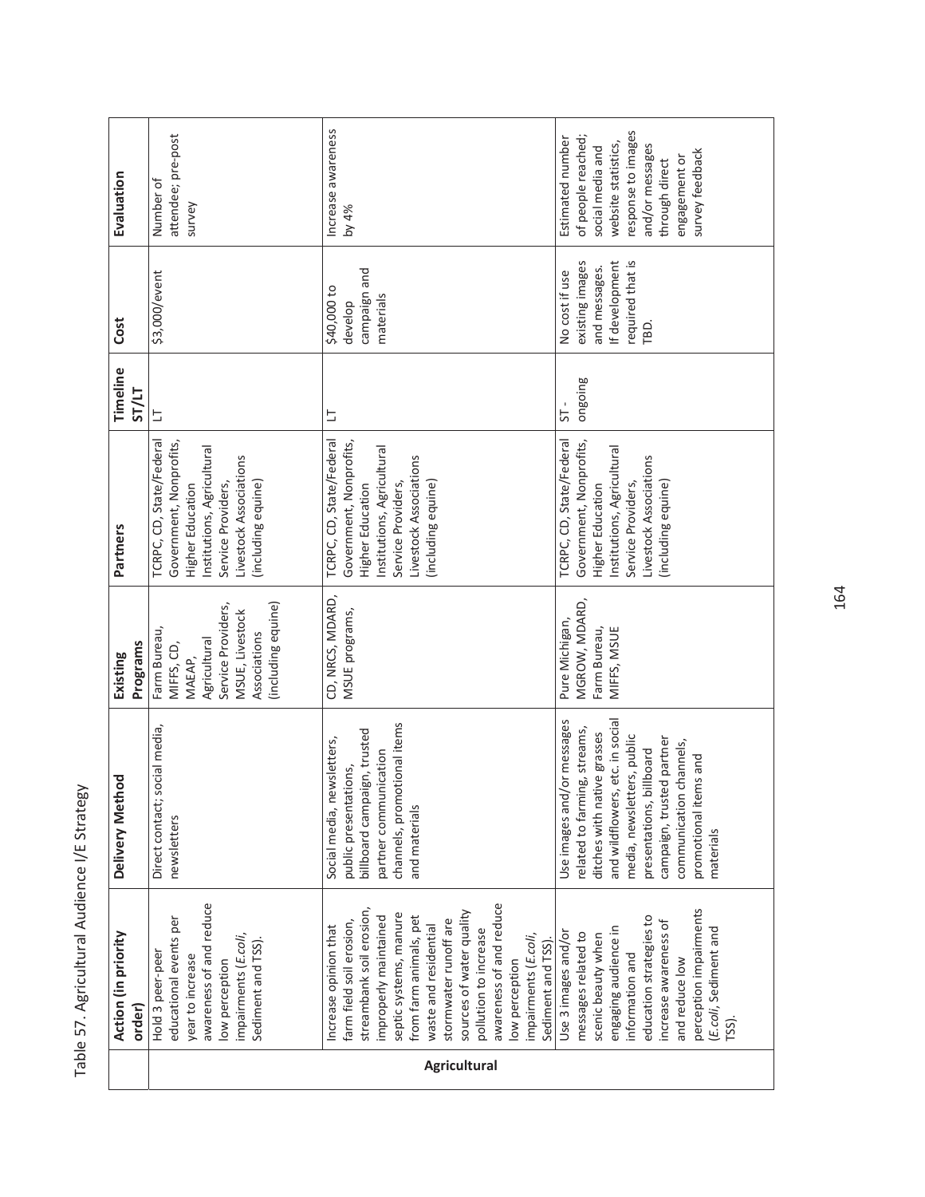Table 57. Agricultural Audience I/E Strategy

| | Action (in priority order) | Delivery Method | Existing Programs | Partners | Timeline ST/LT | Cost | Evaluation |
|---|---|---|---|---|---|---|---|
| Agricultural | Hold 3 peer-peer educational events per year to increase awareness of and reduce low perception impairments (*E.coli*, Sediment and TSS). | Direct contact; social media, newsletters | Farm Bureau, MIFFS, CD, MAEAP, Agricultural Service Providers, MSUE, Livestock Associations (including equine) | TCRPC, CD, State/Federal Government, Nonprofits, Higher Education Institutions, Agricultural Service Providers, Livestock Associations (including equine) | LT | $3,000/event | Number of attendee; pre-post survey |
| | Increase opinion that farm field soil erosion, streambank soil erosion, improperly maintained septic systems, manure from farm animals, pet waste and residential stormwater runoff are sources of water quality pollution to increase awareness of and reduce low perception impairments (*E.coli*, Sediment and TSS). | Social media, newsletters, public presentations, billboard campaign, trusted partner communication channels, promotional items and materials | CD, NRCS, MDARD, MSUE programs, | TCRPC, CD, State/Federal Government, Nonprofits, Higher Education Institutions, Agricultural Service Providers, Livestock Associations (including equine) | LT | $40,000 to develop campaign and materials | Increase awareness by 4% |
| | Use 3 images and/or messages related to scenic beauty when engaging audience in information and education strategies to increase awareness of and reduce low perception impairments (*E.coli*, Sediment and TSS). | Use images and/or messages related to farming, streams, ditches with native grasses and wildflowers, etc. in social media, newsletters, public presentations, billboard campaign, trusted partner communication channels, promotional items and materials | Pure Michigan, MGROW, MDARD, Farm Bureau, MIFFS, MSUE | TCRPC, CD, State/Federal Government, Nonprofits, Higher Education Institutions, Agricultural Service Providers, Livestock Associations (including equine) | ST - ongoing | No cost if use existing images and messages. If development required that is TBD. | Estimated number of people reached; social media and website statistics, response to images and/or messages through direct engagement or survey feedback |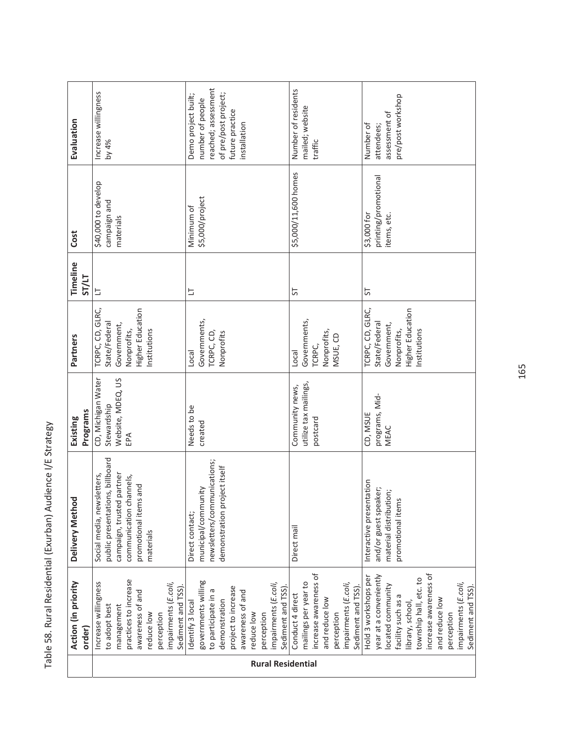Table 58. Rural Residential (Exurban) Audience I/E Strategy

| | Action (in priority order) | Delivery Method | Existing Programs | Partners | Timeline ST/LT | Cost | Evaluation |
|---|---|---|---|---|---|---|---|
| Rural Residential | Increase willingness to adopt best management practices to increase awareness of and reduce low perception impairments (*E.coli*, Sediment and TSS). | Social media, newsletters, public presentations, billboard campaign, trusted partner communication channels, promotional items and materials | CD, Michigan Water Stewardship Website, MDEQ, US EPA | TCRPC, CD, GLRC, State/Federal Government, Nonprofits, Higher Education Institutions | LT | $40,000 to develop campaign and materials | Increase willingness by 4% |
| | Identify 3 local governments willing to participate in a demonstration project to increase awareness of and reduce low perception impairments (*E.coli*, Sediment and TSS). | Direct contact; municipal/community newsletters/communications; demonstration project itself | Needs to be created | Local Governments, TCRPC, CD, Nonprofits | LT | Minimum of $5,000/project | Demo project built; number of people reached; assessment of pre/post project; future practice installation |
| | Conduct 4 direct mailings per year to increase awareness of and reduce low perception impairments (*E.coli*, Sediment and TSS). | Direct mail | Community news, utilize tax mailings, postcard | Local Governments, TCRPC, Nonprofits, MSUE, CD | ST | $5,000/11,600 homes | Number of residents mailed; website traffic |
| | Hold 3 workshops per year at a conveniently located community facility such as a library, school, township hall, etc. to increase awareness of and reduce low perception impairments (*E.coli*, Sediment and TSS). | Interactive presentation and/or guest speaker; material distribution; promotional items | CD, MSUE programs, Mid-MEAC | TCRPC, CD, GLRC, State/Federal Government, Nonprofits, Higher Education Institutions | ST | $3,000 for printing/promotional items, etc. | Number of attendees; assessment of pre/post workshop |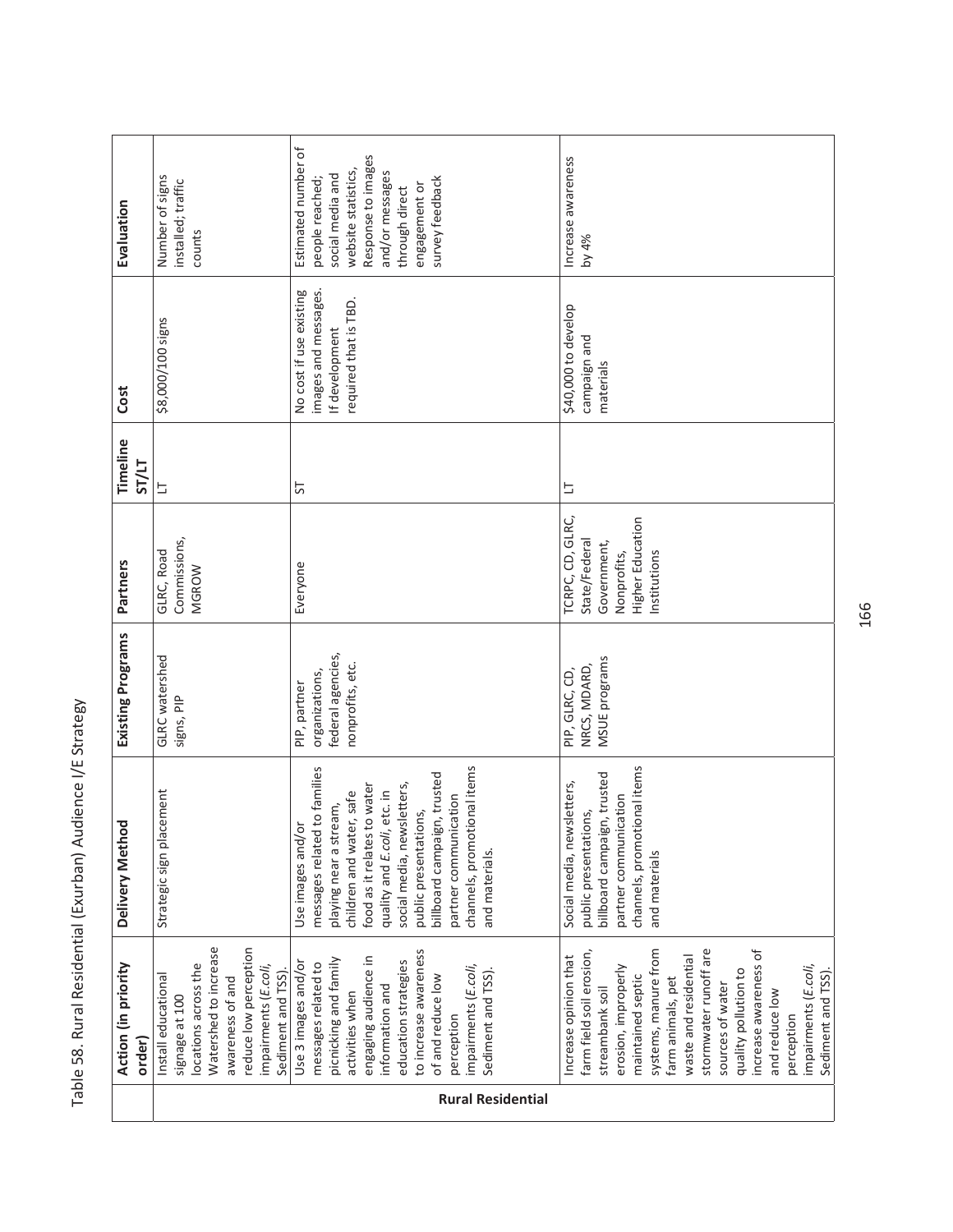Table 58. Rural Residential (Exurban) Audience I/E Strategy

| | Action (in priority order) | Delivery Method | Existing Programs | Partners | Timeline ST/LT | Cost | Evaluation |
|---|---|---|---|---|---|---|---|
| Rural Residential | Install educational signage at 100 locations across the Watershed to increase awareness of and reduce low perception impairments (*E.coli*, Sediment and TSS). | Strategic sign placement | GLRC watershed signs, PIP | GLRC, Road Commissions, MGROW | LT | $8,000/100 signs | Number of signs installed; traffic counts |
| | Use 3 images and/or messages related to picnicking and family activities when engaging audience in information and education strategies to increase awareness of and reduce low perception impairments (*E.coli*, Sediment and TSS). | Use images and/or messages related to families playing near a stream, children and water, safe food as it relates to water quality and *E.coli*, etc. in social media, newsletters, public presentations, billboard campaign, trusted partner communication channels, promotional items and materials. | PIP, partner organizations, federal agencies, nonprofits, etc. | Everyone | ST | No cost if use existing images and messages. If development required that is TBD. | Estimated number of people reached; social media and website statistics, Response to images and/or messages through direct engagement or survey feedback |
| | Increase opinion that farm field soil erosion, streambank soil erosion, improperly maintained septic systems, manure from farm animals, pet waste and residential stormwater runoff are sources of water quality pollution to increase awareness of and reduce low perception impairments (*E.coli*, Sediment and TSS). | Social media, newsletters, public presentations, billboard campaign, trusted partner communication channels, promotional items and materials | PIP, GLRC, CD, NRCS, MDARD, MSUE programs | TCRPC, CD, GLRC, State/Federal Government, Nonprofits, Higher Education Institutions | LT | $40,000 to develop campaign and materials | Increase awareness by 4% |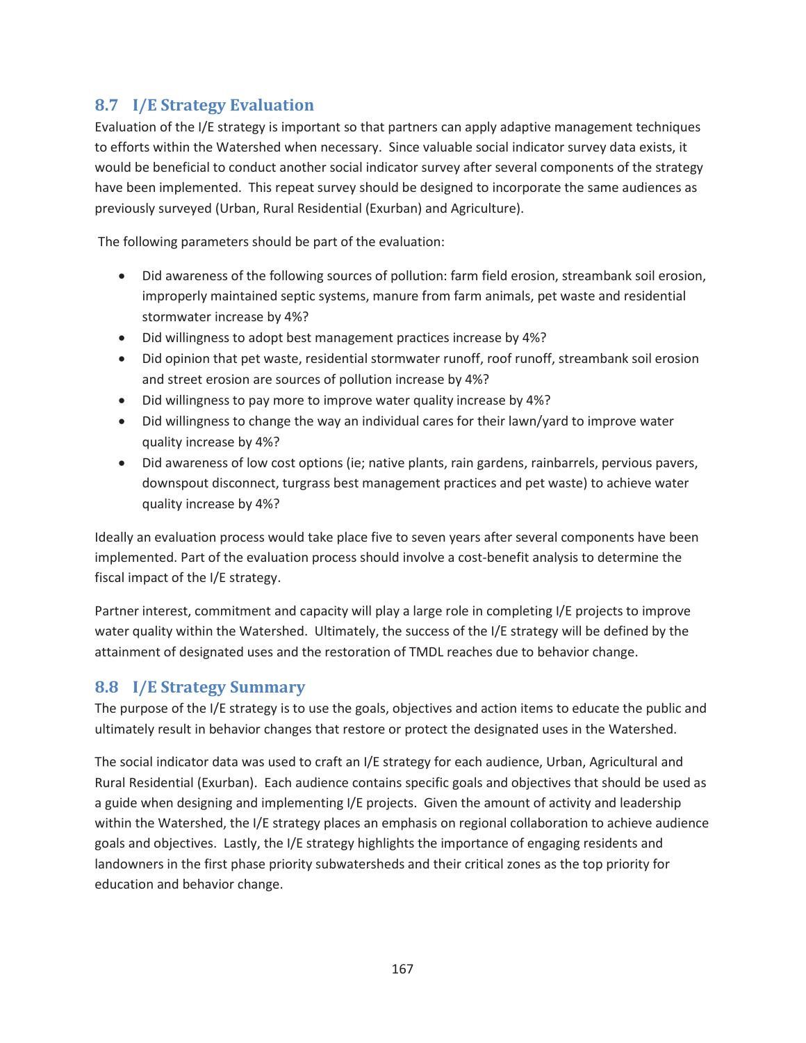## 8.7 I/E Strategy Evaluation

Evaluation of the I/E strategy is important so that partners can apply adaptive management techniques to efforts within the Watershed when necessary. Since valuable social indicator survey data exists, it would be beneficial to conduct another social indicator survey after several components of the strategy have been implemented. This repeat survey should be designed to incorporate the same audiences as previously surveyed (Urban, Rural Residential (Exurban) and Agriculture).

The following parameters should be part of the evaluation:

- Did awareness of the following sources of pollution: farm field erosion, streambank soil erosion, improperly maintained septic systems, manure from farm animals, pet waste and residential stormwater increase by 4%?
- Did willingness to adopt best management practices increase by 4%?
- Did opinion that pet waste, residential stormwater runoff, roof runoff, streambank soil erosion and street erosion are sources of pollution increase by 4%?
- Did willingness to pay more to improve water quality increase by 4%?
- Did willingness to change the way an individual cares for their lawn/yard to improve water quality increase by 4%?
- Did awareness of low cost options (ie; native plants, rain gardens, rainbarrels, pervious pavers, downspout disconnect, turgrass best management practices and pet waste) to achieve water quality increase by 4%?

Ideally an evaluation process would take place five to seven years after several components have been implemented. Part of the evaluation process should involve a cost-benefit analysis to determine the fiscal impact of the I/E strategy.

Partner interest, commitment and capacity will play a large role in completing I/E projects to improve water quality within the Watershed. Ultimately, the success of the I/E strategy will be defined by the attainment of designated uses and the restoration of TMDL reaches due to behavior change.

## 8.8 I/E Strategy Summary

The purpose of the I/E strategy is to use the goals, objectives and action items to educate the public and ultimately result in behavior changes that restore or protect the designated uses in the Watershed.

The social indicator data was used to craft an I/E strategy for each audience, Urban, Agricultural and Rural Residential (Exurban). Each audience contains specific goals and objectives that should be used as a guide when designing and implementing I/E projects. Given the amount of activity and leadership within the Watershed, the I/E strategy places an emphasis on regional collaboration to achieve audience goals and objectives. Lastly, the I/E strategy highlights the importance of engaging residents and landowners in the first phase priority subwatersheds and their critical zones as the top priority for education and behavior change.